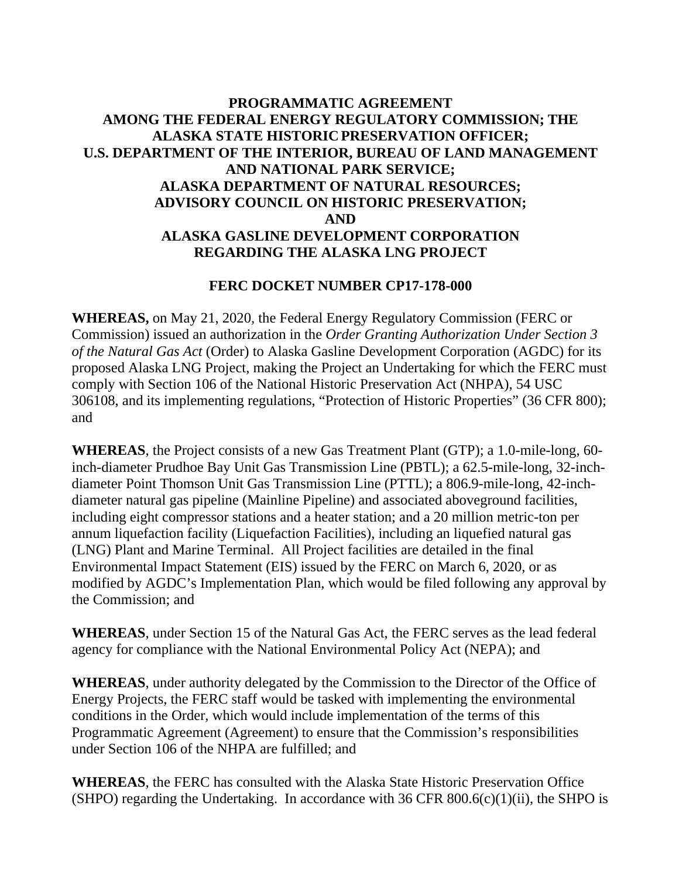# PROGRAMMATIC AGREEMENT AMONG THE FEDERAL ENERGY REGULATORY COMMISSION; THE ALASKA STATE HISTORIC PRESERVATION OFFICER; U.S. DEPARTMENT OF THE INTERIOR, BUREAU OF LAND MANAGEMENT AND NATIONAL PARK SERVICE; ALASKA DEPARTMENT OF NATURAL RESOURCES; ADVISORY COUNCIL ON HISTORIC PRESERVATION; AND ALASKA GASLINE DEVELOPMENT CORPORATION REGARDING THE ALASKA LNG PROJECT

## FERC DOCKET NUMBER CP17-178-000

**WHEREAS,** on May 21, 2020, the Federal Energy Regulatory Commission (FERC or Commission) issued an authorization in the *Order Granting Authorization Under Section 3 of the Natural Gas Act* (Order) to Alaska Gasline Development Corporation (AGDC) for its proposed Alaska LNG Project, making the Project an Undertaking for which the FERC must comply with Section 106 of the National Historic Preservation Act (NHPA), 54 USC 306108, and its implementing regulations, "Protection of Historic Properties" (36 CFR 800); and

**WHEREAS**, the Project consists of a new Gas Treatment Plant (GTP); a 1.0-mile-long, 60-inch-diameter Prudhoe Bay Unit Gas Transmission Line (PBTL); a 62.5-mile-long, 32-inch-diameter Point Thomson Unit Gas Transmission Line (PTTL); a 806.9-mile-long, 42-inch-diameter natural gas pipeline (Mainline Pipeline) and associated aboveground facilities, including eight compressor stations and a heater station; and a 20 million metric-ton per annum liquefaction facility (Liquefaction Facilities), including an liquefied natural gas (LNG) Plant and Marine Terminal. All Project facilities are detailed in the final Environmental Impact Statement (EIS) issued by the FERC on March 6, 2020, or as modified by AGDC's Implementation Plan, which would be filed following any approval by the Commission; and

**WHEREAS**, under Section 15 of the Natural Gas Act, the FERC serves as the lead federal agency for compliance with the National Environmental Policy Act (NEPA); and

**WHEREAS**, under authority delegated by the Commission to the Director of the Office of Energy Projects, the FERC staff would be tasked with implementing the environmental conditions in the Order, which would include implementation of the terms of this Programmatic Agreement (Agreement) to ensure that the Commission's responsibilities under Section 106 of the NHPA are fulfilled; and

**WHEREAS**, the FERC has consulted with the Alaska State Historic Preservation Office (SHPO) regarding the Undertaking. In accordance with 36 CFR 800.6(c)(1)(ii), the SHPO is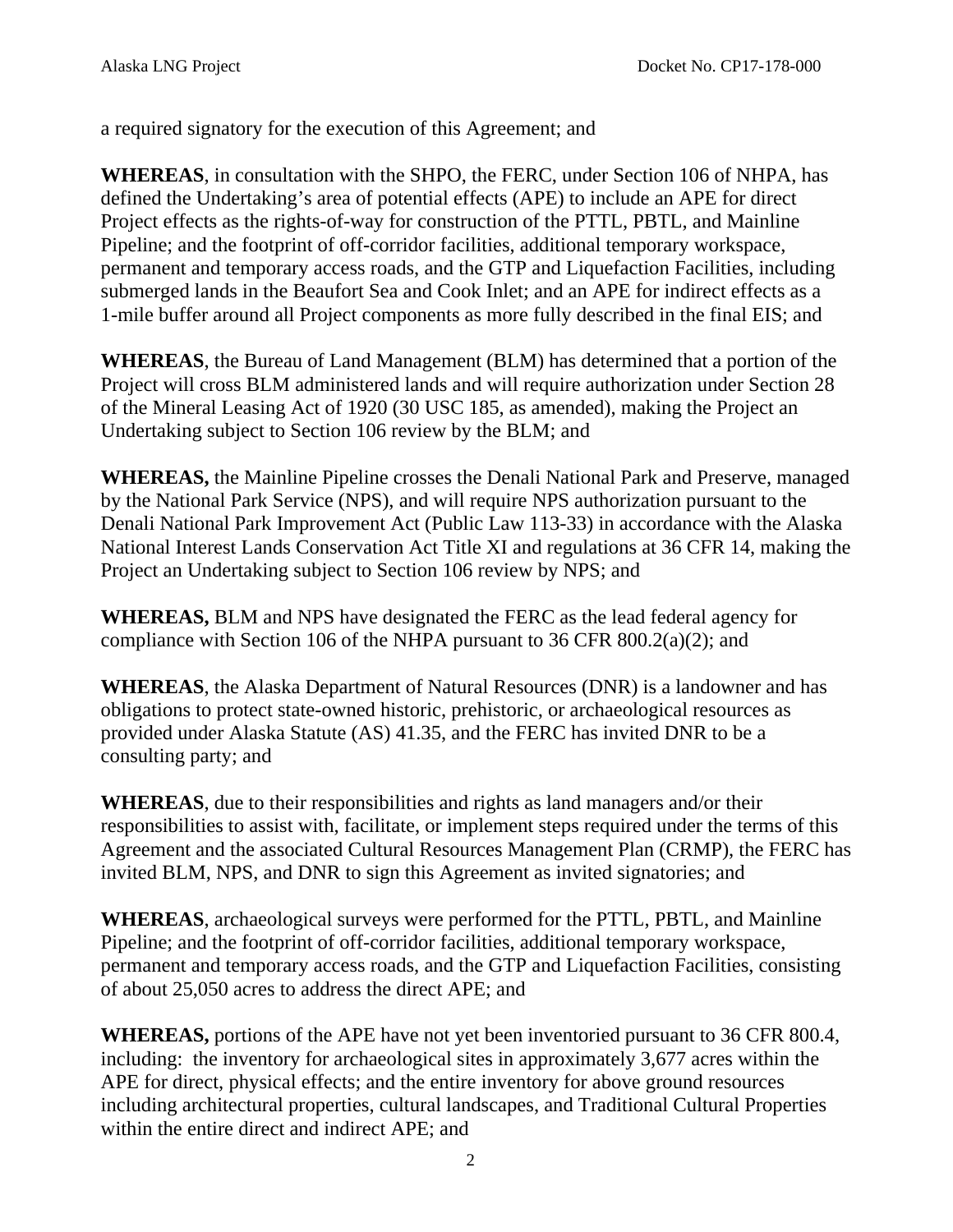a required signatory for the execution of this Agreement; and

**WHEREAS**, in consultation with the SHPO, the FERC, under Section 106 of NHPA, has defined the Undertaking's area of potential effects (APE) to include an APE for direct Project effects as the rights-of-way for construction of the PTTL, PBTL, and Mainline Pipeline; and the footprint of off-corridor facilities, additional temporary workspace, permanent and temporary access roads, and the GTP and Liquefaction Facilities, including submerged lands in the Beaufort Sea and Cook Inlet; and an APE for indirect effects as a 1-mile buffer around all Project components as more fully described in the final EIS; and

**WHEREAS**, the Bureau of Land Management (BLM) has determined that a portion of the Project will cross BLM administered lands and will require authorization under Section 28 of the Mineral Leasing Act of 1920 (30 USC 185, as amended), making the Project an Undertaking subject to Section 106 review by the BLM; and

**WHEREAS,** the Mainline Pipeline crosses the Denali National Park and Preserve, managed by the National Park Service (NPS), and will require NPS authorization pursuant to the Denali National Park Improvement Act (Public Law 113-33) in accordance with the Alaska National Interest Lands Conservation Act Title XI and regulations at 36 CFR 14, making the Project an Undertaking subject to Section 106 review by NPS; and

**WHEREAS,** BLM and NPS have designated the FERC as the lead federal agency for compliance with Section 106 of the NHPA pursuant to 36 CFR 800.2(a)(2); and

**WHEREAS**, the Alaska Department of Natural Resources (DNR) is a landowner and has obligations to protect state-owned historic, prehistoric, or archaeological resources as provided under Alaska Statute (AS) 41.35, and the FERC has invited DNR to be a consulting party; and

**WHEREAS**, due to their responsibilities and rights as land managers and/or their responsibilities to assist with, facilitate, or implement steps required under the terms of this Agreement and the associated Cultural Resources Management Plan (CRMP), the FERC has invited BLM, NPS, and DNR to sign this Agreement as invited signatories; and

**WHEREAS**, archaeological surveys were performed for the PTTL, PBTL, and Mainline Pipeline; and the footprint of off-corridor facilities, additional temporary workspace, permanent and temporary access roads, and the GTP and Liquefaction Facilities, consisting of about 25,050 acres to address the direct APE; and

**WHEREAS,** portions of the APE have not yet been inventoried pursuant to 36 CFR 800.4, including: the inventory for archaeological sites in approximately 3,677 acres within the APE for direct, physical effects; and the entire inventory for above ground resources including architectural properties, cultural landscapes, and Traditional Cultural Properties within the entire direct and indirect APE; and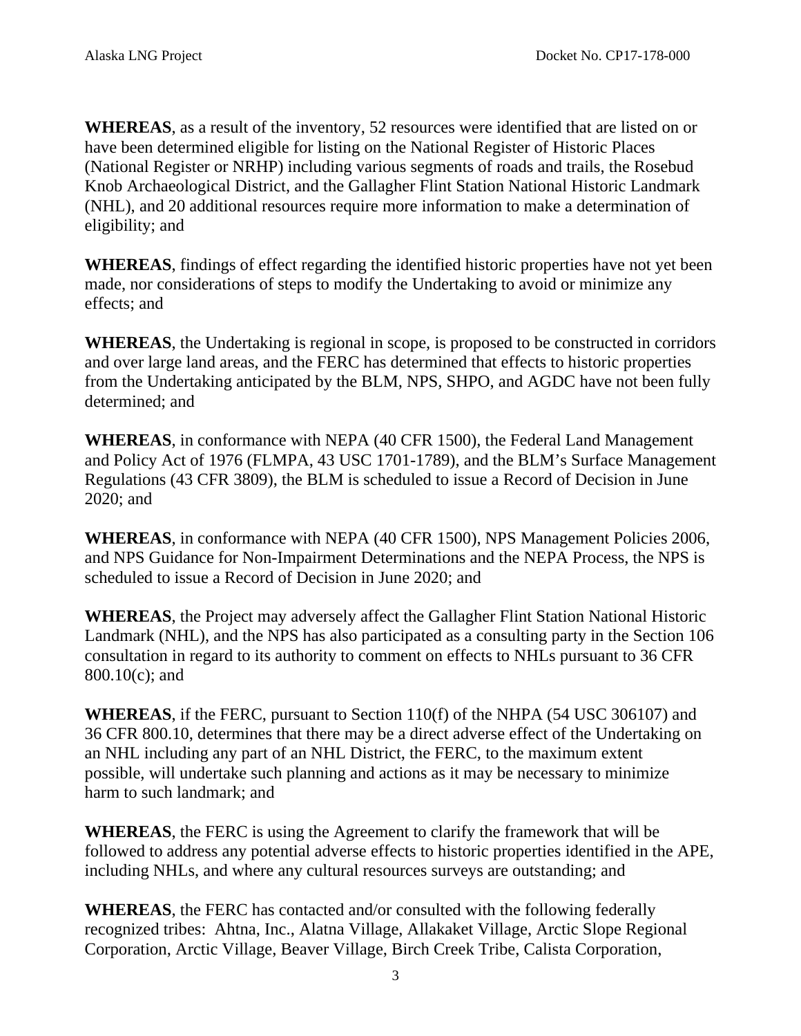**WHEREAS**, as a result of the inventory, 52 resources were identified that are listed on or have been determined eligible for listing on the National Register of Historic Places (National Register or NRHP) including various segments of roads and trails, the Rosebud Knob Archaeological District, and the Gallagher Flint Station National Historic Landmark (NHL), and 20 additional resources require more information to make a determination of eligibility; and

**WHEREAS**, findings of effect regarding the identified historic properties have not yet been made, nor considerations of steps to modify the Undertaking to avoid or minimize any effects; and

**WHEREAS**, the Undertaking is regional in scope, is proposed to be constructed in corridors and over large land areas, and the FERC has determined that effects to historic properties from the Undertaking anticipated by the BLM, NPS, SHPO, and AGDC have not been fully determined; and

**WHEREAS**, in conformance with NEPA (40 CFR 1500), the Federal Land Management and Policy Act of 1976 (FLMPA, 43 USC 1701-1789), and the BLM's Surface Management Regulations (43 CFR 3809), the BLM is scheduled to issue a Record of Decision in June 2020; and

**WHEREAS**, in conformance with NEPA (40 CFR 1500), NPS Management Policies 2006, and NPS Guidance for Non-Impairment Determinations and the NEPA Process, the NPS is scheduled to issue a Record of Decision in June 2020; and

**WHEREAS**, the Project may adversely affect the Gallagher Flint Station National Historic Landmark (NHL), and the NPS has also participated as a consulting party in the Section 106 consultation in regard to its authority to comment on effects to NHLs pursuant to 36 CFR 800.10(c); and

**WHEREAS**, if the FERC, pursuant to Section 110(f) of the NHPA (54 USC 306107) and 36 CFR 800.10, determines that there may be a direct adverse effect of the Undertaking on an NHL including any part of an NHL District, the FERC, to the maximum extent possible, will undertake such planning and actions as it may be necessary to minimize harm to such landmark; and

**WHEREAS**, the FERC is using the Agreement to clarify the framework that will be followed to address any potential adverse effects to historic properties identified in the APE, including NHLs, and where any cultural resources surveys are outstanding; and

**WHEREAS**, the FERC has contacted and/or consulted with the following federally recognized tribes: Ahtna, Inc., Alatna Village, Allakaket Village, Arctic Slope Regional Corporation, Arctic Village, Beaver Village, Birch Creek Tribe, Calista Corporation,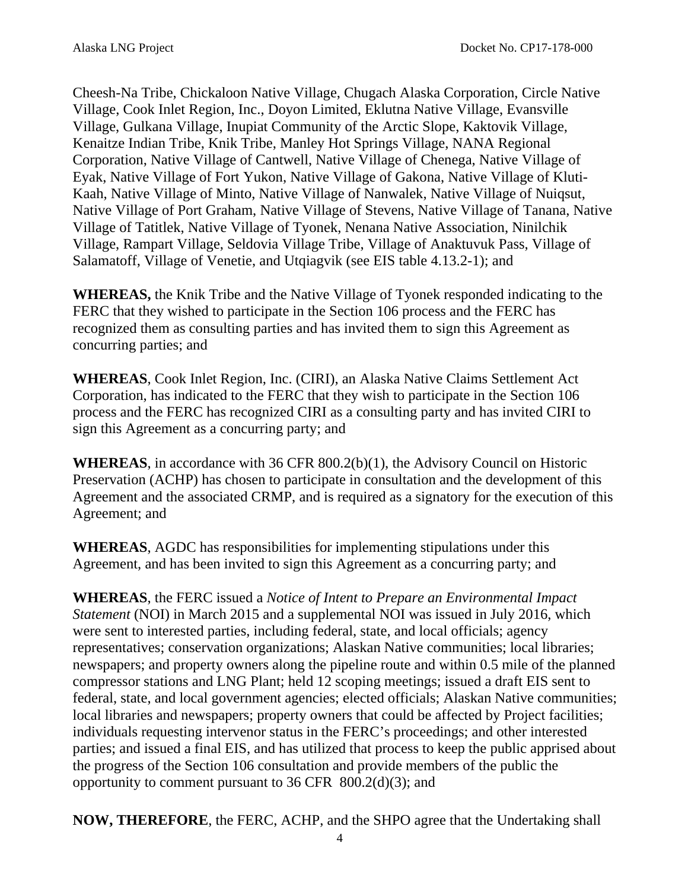Cheesh-Na Tribe, Chickaloon Native Village, Chugach Alaska Corporation, Circle Native Village, Cook Inlet Region, Inc., Doyon Limited, Eklutna Native Village, Evansville Village, Gulkana Village, Inupiat Community of the Arctic Slope, Kaktovik Village, Kenaitze Indian Tribe, Knik Tribe, Manley Hot Springs Village, NANA Regional Corporation, Native Village of Cantwell, Native Village of Chenega, Native Village of Eyak, Native Village of Fort Yukon, Native Village of Gakona, Native Village of Kluti-Kaah, Native Village of Minto, Native Village of Nanwalek, Native Village of Nuiqsut, Native Village of Port Graham, Native Village of Stevens, Native Village of Tanana, Native Village of Tatitlek, Native Village of Tyonek, Nenana Native Association, Ninilchik Village, Rampart Village, Seldovia Village Tribe, Village of Anaktuvuk Pass, Village of Salamatoff, Village of Venetie, and Utqiagvik (see EIS table 4.13.2-1); and

**WHEREAS,** the Knik Tribe and the Native Village of Tyonek responded indicating to the FERC that they wished to participate in the Section 106 process and the FERC has recognized them as consulting parties and has invited them to sign this Agreement as concurring parties; and

**WHEREAS**, Cook Inlet Region, Inc. (CIRI), an Alaska Native Claims Settlement Act Corporation, has indicated to the FERC that they wish to participate in the Section 106 process and the FERC has recognized CIRI as a consulting party and has invited CIRI to sign this Agreement as a concurring party; and

**WHEREAS**, in accordance with 36 CFR 800.2(b)(1), the Advisory Council on Historic Preservation (ACHP) has chosen to participate in consultation and the development of this Agreement and the associated CRMP, and is required as a signatory for the execution of this Agreement; and

**WHEREAS**, AGDC has responsibilities for implementing stipulations under this Agreement, and has been invited to sign this Agreement as a concurring party; and

**WHEREAS**, the FERC issued a *Notice of Intent to Prepare an Environmental Impact Statement* (NOI) in March 2015 and a supplemental NOI was issued in July 2016, which were sent to interested parties, including federal, state, and local officials; agency representatives; conservation organizations; Alaskan Native communities; local libraries; newspapers; and property owners along the pipeline route and within 0.5 mile of the planned compressor stations and LNG Plant; held 12 scoping meetings; issued a draft EIS sent to federal, state, and local government agencies; elected officials; Alaskan Native communities; local libraries and newspapers; property owners that could be affected by Project facilities; individuals requesting intervenor status in the FERC's proceedings; and other interested parties; and issued a final EIS, and has utilized that process to keep the public apprised about the progress of the Section 106 consultation and provide members of the public the opportunity to comment pursuant to 36 CFR 800.2(d)(3); and

**NOW, THEREFORE**, the FERC, ACHP, and the SHPO agree that the Undertaking shall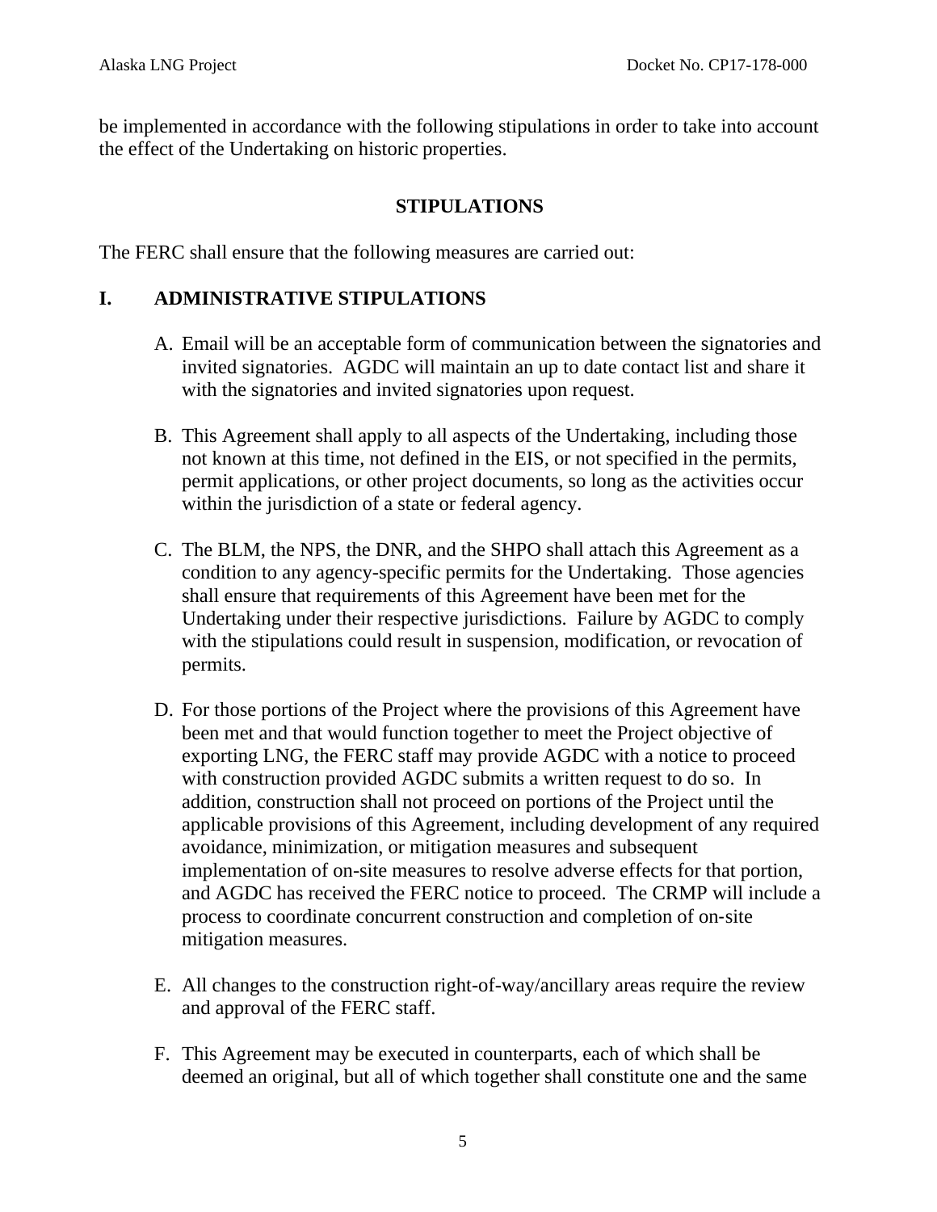be implemented in accordance with the following stipulations in order to take into account the effect of the Undertaking on historic properties.

## STIPULATIONS

The FERC shall ensure that the following measures are carried out:

### I. ADMINISTRATIVE STIPULATIONS

A. Email will be an acceptable form of communication between the signatories and invited signatories. AGDC will maintain an up to date contact list and share it with the signatories and invited signatories upon request.

B. This Agreement shall apply to all aspects of the Undertaking, including those not known at this time, not defined in the EIS, or not specified in the permits, permit applications, or other project documents, so long as the activities occur within the jurisdiction of a state or federal agency.

C. The BLM, the NPS, the DNR, and the SHPO shall attach this Agreement as a condition to any agency-specific permits for the Undertaking. Those agencies shall ensure that requirements of this Agreement have been met for the Undertaking under their respective jurisdictions. Failure by AGDC to comply with the stipulations could result in suspension, modification, or revocation of permits.

D. For those portions of the Project where the provisions of this Agreement have been met and that would function together to meet the Project objective of exporting LNG, the FERC staff may provide AGDC with a notice to proceed with construction provided AGDC submits a written request to do so. In addition, construction shall not proceed on portions of the Project until the applicable provisions of this Agreement, including development of any required avoidance, minimization, or mitigation measures and subsequent implementation of on-site measures to resolve adverse effects for that portion, and AGDC has received the FERC notice to proceed. The CRMP will include a process to coordinate concurrent construction and completion of on-site mitigation measures.

E. All changes to the construction right-of-way/ancillary areas require the review and approval of the FERC staff.

F. This Agreement may be executed in counterparts, each of which shall be deemed an original, but all of which together shall constitute one and the same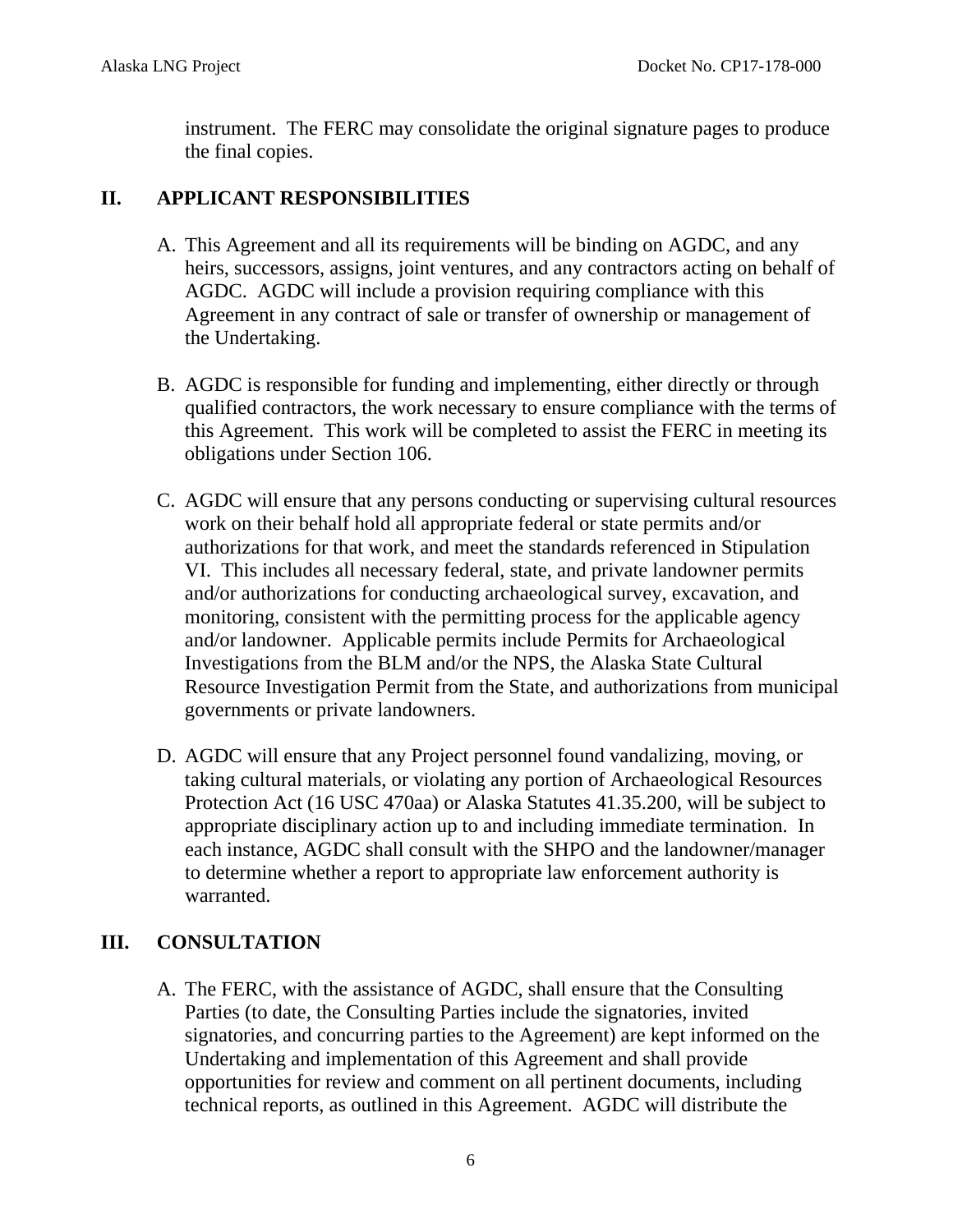instrument. The FERC may consolidate the original signature pages to produce the final copies.

## II. APPLICANT RESPONSIBILITIES

A. This Agreement and all its requirements will be binding on AGDC, and any heirs, successors, assigns, joint ventures, and any contractors acting on behalf of AGDC. AGDC will include a provision requiring compliance with this Agreement in any contract of sale or transfer of ownership or management of the Undertaking.

B. AGDC is responsible for funding and implementing, either directly or through qualified contractors, the work necessary to ensure compliance with the terms of this Agreement. This work will be completed to assist the FERC in meeting its obligations under Section 106.

C. AGDC will ensure that any persons conducting or supervising cultural resources work on their behalf hold all appropriate federal or state permits and/or authorizations for that work, and meet the standards referenced in Stipulation VI. This includes all necessary federal, state, and private landowner permits and/or authorizations for conducting archaeological survey, excavation, and monitoring, consistent with the permitting process for the applicable agency and/or landowner. Applicable permits include Permits for Archaeological Investigations from the BLM and/or the NPS, the Alaska State Cultural Resource Investigation Permit from the State, and authorizations from municipal governments or private landowners.

D. AGDC will ensure that any Project personnel found vandalizing, moving, or taking cultural materials, or violating any portion of Archaeological Resources Protection Act (16 USC 470aa) or Alaska Statutes 41.35.200, will be subject to appropriate disciplinary action up to and including immediate termination. In each instance, AGDC shall consult with the SHPO and the landowner/manager to determine whether a report to appropriate law enforcement authority is warranted.

## III. CONSULTATION

A. The FERC, with the assistance of AGDC, shall ensure that the Consulting Parties (to date, the Consulting Parties include the signatories, invited signatories, and concurring parties to the Agreement) are kept informed on the Undertaking and implementation of this Agreement and shall provide opportunities for review and comment on all pertinent documents, including technical reports, as outlined in this Agreement. AGDC will distribute the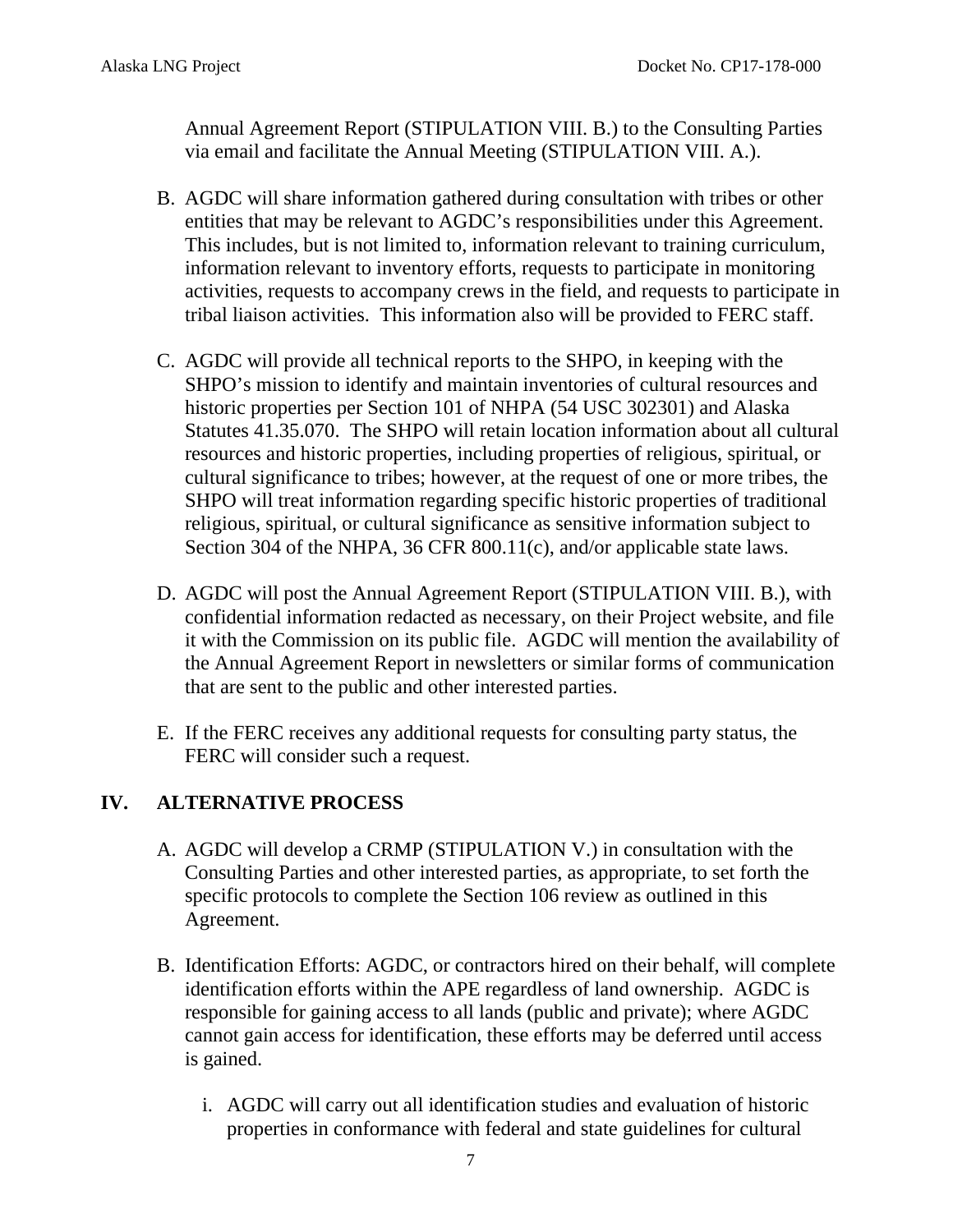Annual Agreement Report (STIPULATION VIII. B.) to the Consulting Parties via email and facilitate the Annual Meeting (STIPULATION VIII. A.).

B. AGDC will share information gathered during consultation with tribes or other entities that may be relevant to AGDC's responsibilities under this Agreement. This includes, but is not limited to, information relevant to training curriculum, information relevant to inventory efforts, requests to participate in monitoring activities, requests to accompany crews in the field, and requests to participate in tribal liaison activities. This information also will be provided to FERC staff.

C. AGDC will provide all technical reports to the SHPO, in keeping with the SHPO's mission to identify and maintain inventories of cultural resources and historic properties per Section 101 of NHPA (54 USC 302301) and Alaska Statutes 41.35.070. The SHPO will retain location information about all cultural resources and historic properties, including properties of religious, spiritual, or cultural significance to tribes; however, at the request of one or more tribes, the SHPO will treat information regarding specific historic properties of traditional religious, spiritual, or cultural significance as sensitive information subject to Section 304 of the NHPA, 36 CFR 800.11(c), and/or applicable state laws.

D. AGDC will post the Annual Agreement Report (STIPULATION VIII. B.), with confidential information redacted as necessary, on their Project website, and file it with the Commission on its public file. AGDC will mention the availability of the Annual Agreement Report in newsletters or similar forms of communication that are sent to the public and other interested parties.

E. If the FERC receives any additional requests for consulting party status, the FERC will consider such a request.

## IV. ALTERNATIVE PROCESS

A. AGDC will develop a CRMP (STIPULATION V.) in consultation with the Consulting Parties and other interested parties, as appropriate, to set forth the specific protocols to complete the Section 106 review as outlined in this Agreement.

B. Identification Efforts: AGDC, or contractors hired on their behalf, will complete identification efforts within the APE regardless of land ownership. AGDC is responsible for gaining access to all lands (public and private); where AGDC cannot gain access for identification, these efforts may be deferred until access is gained.

   i. AGDC will carry out all identification studies and evaluation of historic properties in conformance with federal and state guidelines for cultural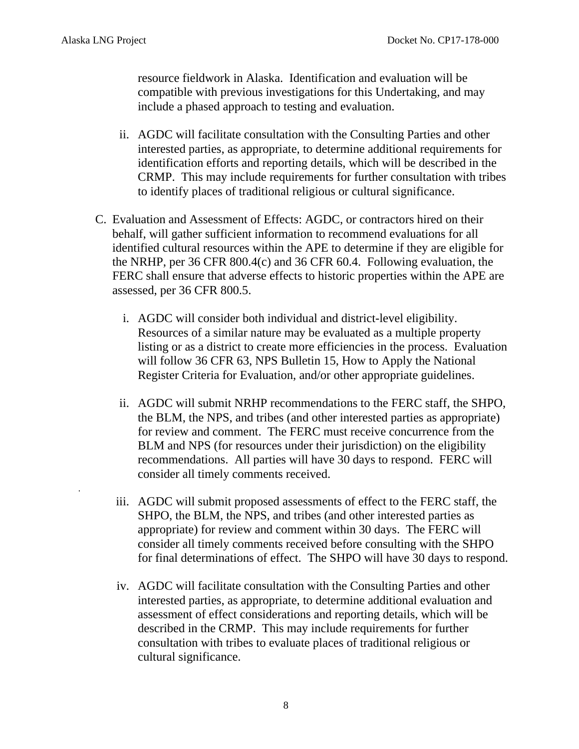resource fieldwork in Alaska. Identification and evaluation will be compatible with previous investigations for this Undertaking, and may include a phased approach to testing and evaluation.

ii. AGDC will facilitate consultation with the Consulting Parties and other interested parties, as appropriate, to determine additional requirements for identification efforts and reporting details, which will be described in the CRMP. This may include requirements for further consultation with tribes to identify places of traditional religious or cultural significance.

C. Evaluation and Assessment of Effects: AGDC, or contractors hired on their behalf, will gather sufficient information to recommend evaluations for all identified cultural resources within the APE to determine if they are eligible for the NRHP, per 36 CFR 800.4(c) and 36 CFR 60.4. Following evaluation, the FERC shall ensure that adverse effects to historic properties within the APE are assessed, per 36 CFR 800.5.

   i. AGDC will consider both individual and district-level eligibility. Resources of a similar nature may be evaluated as a multiple property listing or as a district to create more efficiencies in the process. Evaluation will follow 36 CFR 63, NPS Bulletin 15, How to Apply the National Register Criteria for Evaluation, and/or other appropriate guidelines.

   ii. AGDC will submit NRHP recommendations to the FERC staff, the SHPO, the BLM, the NPS, and tribes (and other interested parties as appropriate) for review and comment. The FERC must receive concurrence from the BLM and NPS (for resources under their jurisdiction) on the eligibility recommendations. All parties will have 30 days to respond. FERC will consider all timely comments received.

   iii. AGDC will submit proposed assessments of effect to the FERC staff, the SHPO, the BLM, the NPS, and tribes (and other interested parties as appropriate) for review and comment within 30 days. The FERC will consider all timely comments received before consulting with the SHPO for final determinations of effect. The SHPO will have 30 days to respond.

   iv. AGDC will facilitate consultation with the Consulting Parties and other interested parties, as appropriate, to determine additional evaluation and assessment of effect considerations and reporting details, which will be described in the CRMP. This may include requirements for further consultation with tribes to evaluate places of traditional religious or cultural significance.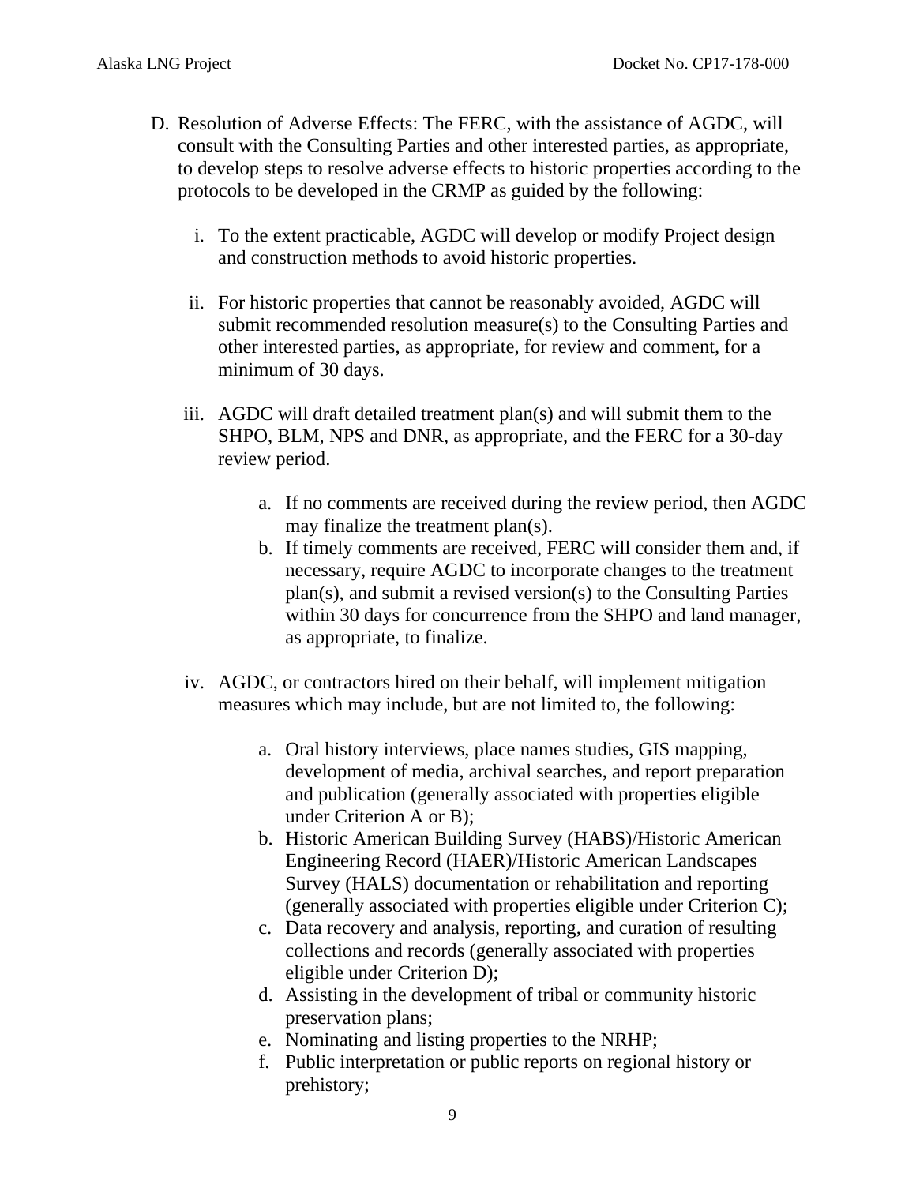D. Resolution of Adverse Effects: The FERC, with the assistance of AGDC, will consult with the Consulting Parties and other interested parties, as appropriate, to develop steps to resolve adverse effects to historic properties according to the protocols to be developed in the CRMP as guided by the following:

   i. To the extent practicable, AGDC will develop or modify Project design and construction methods to avoid historic properties.

   ii. For historic properties that cannot be reasonably avoided, AGDC will submit recommended resolution measure(s) to the Consulting Parties and other interested parties, as appropriate, for review and comment, for a minimum of 30 days.

   iii. AGDC will draft detailed treatment plan(s) and will submit them to the SHPO, BLM, NPS and DNR, as appropriate, and the FERC for a 30-day review period.

      a. If no comments are received during the review period, then AGDC may finalize the treatment plan(s).
      b. If timely comments are received, FERC will consider them and, if necessary, require AGDC to incorporate changes to the treatment plan(s), and submit a revised version(s) to the Consulting Parties within 30 days for concurrence from the SHPO and land manager, as appropriate, to finalize.

   iv. AGDC, or contractors hired on their behalf, will implement mitigation measures which may include, but are not limited to, the following:

      a. Oral history interviews, place names studies, GIS mapping, development of media, archival searches, and report preparation and publication (generally associated with properties eligible under Criterion A or B);
      b. Historic American Building Survey (HABS)/Historic American Engineering Record (HAER)/Historic American Landscapes Survey (HALS) documentation or rehabilitation and reporting (generally associated with properties eligible under Criterion C);
      c. Data recovery and analysis, reporting, and curation of resulting collections and records (generally associated with properties eligible under Criterion D);
      d. Assisting in the development of tribal or community historic preservation plans;
      e. Nominating and listing properties to the NRHP;
      f. Public interpretation or public reports on regional history or prehistory;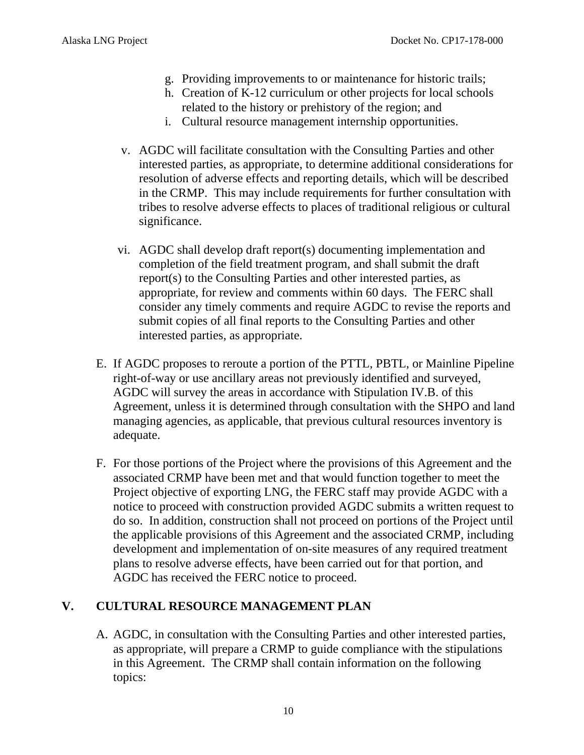g. Providing improvements to or maintenance for historic trails;
h. Creation of K-12 curriculum or other projects for local schools related to the history or prehistory of the region; and
i. Cultural resource management internship opportunities.

v. AGDC will facilitate consultation with the Consulting Parties and other interested parties, as appropriate, to determine additional considerations for resolution of adverse effects and reporting details, which will be described in the CRMP. This may include requirements for further consultation with tribes to resolve adverse effects to places of traditional religious or cultural significance.

vi. AGDC shall develop draft report(s) documenting implementation and completion of the field treatment program, and shall submit the draft report(s) to the Consulting Parties and other interested parties, as appropriate, for review and comments within 60 days. The FERC shall consider any timely comments and require AGDC to revise the reports and submit copies of all final reports to the Consulting Parties and other interested parties, as appropriate.

E. If AGDC proposes to reroute a portion of the PTTL, PBTL, or Mainline Pipeline right-of-way or use ancillary areas not previously identified and surveyed, AGDC will survey the areas in accordance with Stipulation IV.B. of this Agreement, unless it is determined through consultation with the SHPO and land managing agencies, as applicable, that previous cultural resources inventory is adequate.

F. For those portions of the Project where the provisions of this Agreement and the associated CRMP have been met and that would function together to meet the Project objective of exporting LNG, the FERC staff may provide AGDC with a notice to proceed with construction provided AGDC submits a written request to do so. In addition, construction shall not proceed on portions of the Project until the applicable provisions of this Agreement and the associated CRMP, including development and implementation of on-site measures of any required treatment plans to resolve adverse effects, have been carried out for that portion, and AGDC has received the FERC notice to proceed.

## V. CULTURAL RESOURCE MANAGEMENT PLAN

A. AGDC, in consultation with the Consulting Parties and other interested parties, as appropriate, will prepare a CRMP to guide compliance with the stipulations in this Agreement. The CRMP shall contain information on the following topics: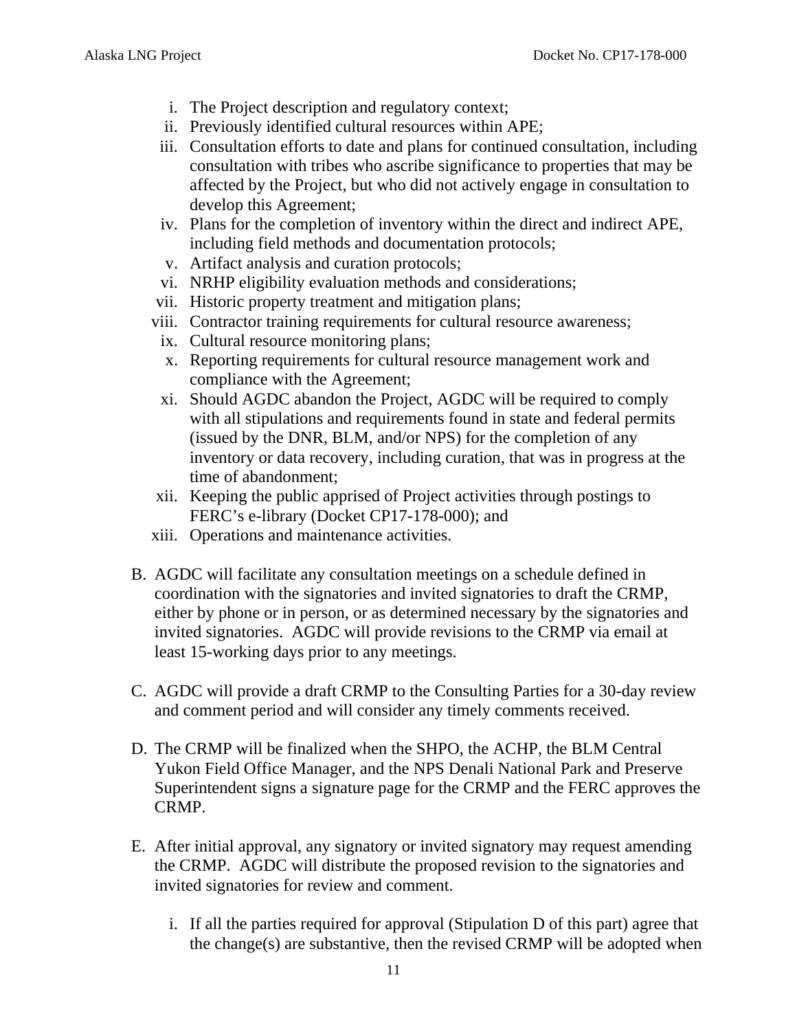i. The Project description and regulatory context;
ii. Previously identified cultural resources within APE;
iii. Consultation efforts to date and plans for continued consultation, including consultation with tribes who ascribe significance to properties that may be affected by the Project, but who did not actively engage in consultation to develop this Agreement;
iv. Plans for the completion of inventory within the direct and indirect APE, including field methods and documentation protocols;
v. Artifact analysis and curation protocols;
vi. NRHP eligibility evaluation methods and considerations;
vii. Historic property treatment and mitigation plans;
viii. Contractor training requirements for cultural resource awareness;
ix. Cultural resource monitoring plans;
x. Reporting requirements for cultural resource management work and compliance with the Agreement;
xi. Should AGDC abandon the Project, AGDC will be required to comply with all stipulations and requirements found in state and federal permits (issued by the DNR, BLM, and/or NPS) for the completion of any inventory or data recovery, including curation, that was in progress at the time of abandonment;
xii. Keeping the public apprised of Project activities through postings to FERC's e-library (Docket CP17-178-000); and
xiii. Operations and maintenance activities.

B. AGDC will facilitate any consultation meetings on a schedule defined in coordination with the signatories and invited signatories to draft the CRMP, either by phone or in person, or as determined necessary by the signatories and invited signatories. AGDC will provide revisions to the CRMP via email at least 15-working days prior to any meetings.

C. AGDC will provide a draft CRMP to the Consulting Parties for a 30-day review and comment period and will consider any timely comments received.

D. The CRMP will be finalized when the SHPO, the ACHP, the BLM Central Yukon Field Office Manager, and the NPS Denali National Park and Preserve Superintendent signs a signature page for the CRMP and the FERC approves the CRMP.

E. After initial approval, any signatory or invited signatory may request amending the CRMP. AGDC will distribute the proposed revision to the signatories and invited signatories for review and comment.

i. If all the parties required for approval (Stipulation D of this part) agree that the change(s) are substantive, then the revised CRMP will be adopted when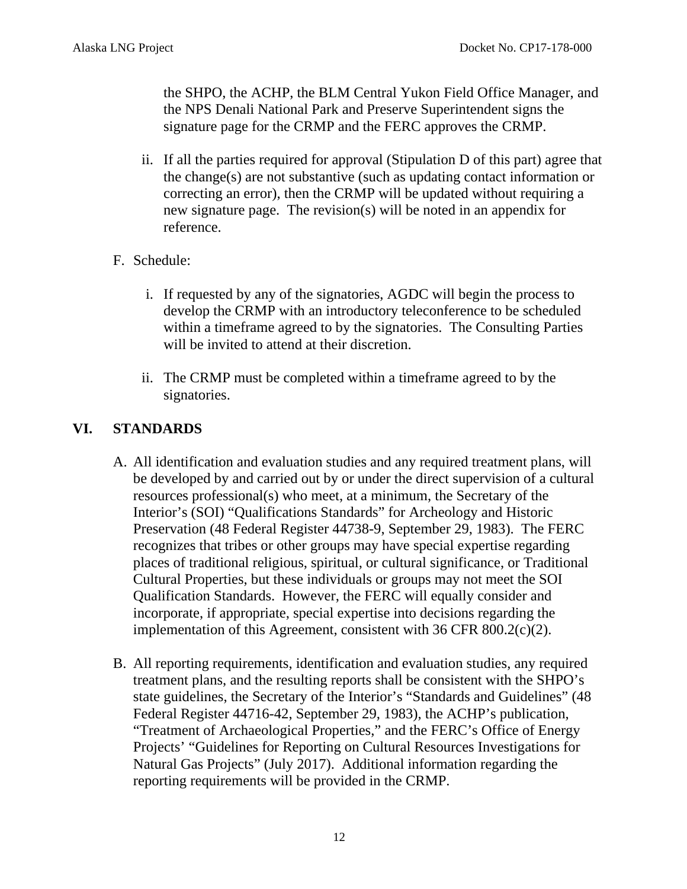the SHPO, the ACHP, the BLM Central Yukon Field Office Manager, and the NPS Denali National Park and Preserve Superintendent signs the signature page for the CRMP and the FERC approves the CRMP.

ii. If all the parties required for approval (Stipulation D of this part) agree that the change(s) are not substantive (such as updating contact information or correcting an error), then the CRMP will be updated without requiring a new signature page. The revision(s) will be noted in an appendix for reference.

F. Schedule:

i. If requested by any of the signatories, AGDC will begin the process to develop the CRMP with an introductory teleconference to be scheduled within a timeframe agreed to by the signatories. The Consulting Parties will be invited to attend at their discretion.

ii. The CRMP must be completed within a timeframe agreed to by the signatories.

## VI. STANDARDS

A. All identification and evaluation studies and any required treatment plans, will be developed by and carried out by or under the direct supervision of a cultural resources professional(s) who meet, at a minimum, the Secretary of the Interior's (SOI) "Qualifications Standards" for Archeology and Historic Preservation (48 Federal Register 44738-9, September 29, 1983). The FERC recognizes that tribes or other groups may have special expertise regarding places of traditional religious, spiritual, or cultural significance, or Traditional Cultural Properties, but these individuals or groups may not meet the SOI Qualification Standards. However, the FERC will equally consider and incorporate, if appropriate, special expertise into decisions regarding the implementation of this Agreement, consistent with 36 CFR 800.2(c)(2).

B. All reporting requirements, identification and evaluation studies, any required treatment plans, and the resulting reports shall be consistent with the SHPO's state guidelines, the Secretary of the Interior's "Standards and Guidelines" (48 Federal Register 44716-42, September 29, 1983), the ACHP's publication, "Treatment of Archaeological Properties," and the FERC's Office of Energy Projects' "Guidelines for Reporting on Cultural Resources Investigations for Natural Gas Projects" (July 2017). Additional information regarding the reporting requirements will be provided in the CRMP.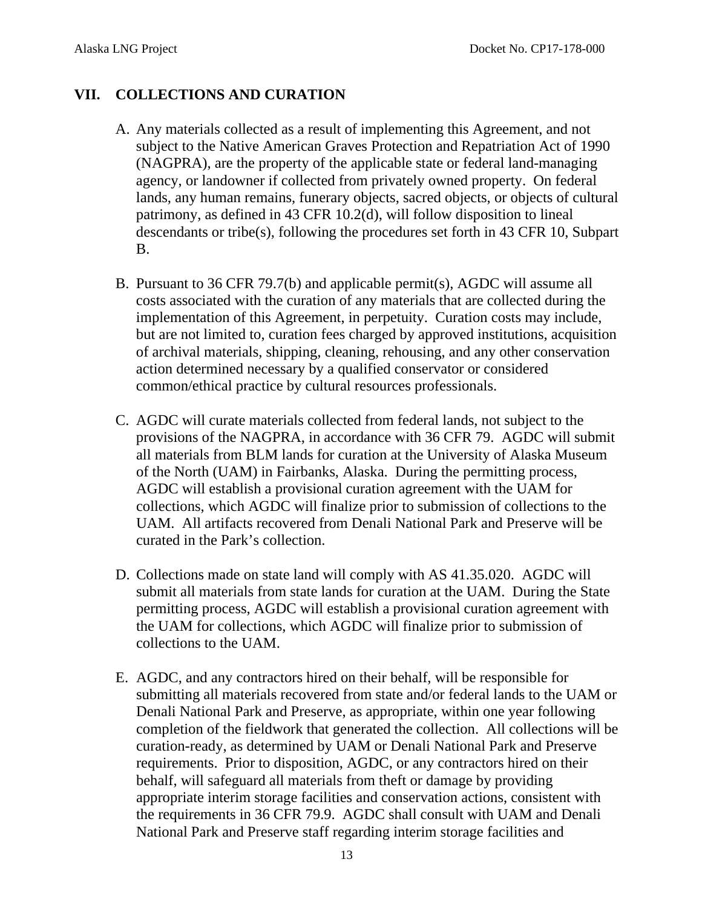## VII. COLLECTIONS AND CURATION

A. Any materials collected as a result of implementing this Agreement, and not subject to the Native American Graves Protection and Repatriation Act of 1990 (NAGPRA), are the property of the applicable state or federal land-managing agency, or landowner if collected from privately owned property. On federal lands, any human remains, funerary objects, sacred objects, or objects of cultural patrimony, as defined in 43 CFR 10.2(d), will follow disposition to lineal descendants or tribe(s), following the procedures set forth in 43 CFR 10, Subpart B.

B. Pursuant to 36 CFR 79.7(b) and applicable permit(s), AGDC will assume all costs associated with the curation of any materials that are collected during the implementation of this Agreement, in perpetuity. Curation costs may include, but are not limited to, curation fees charged by approved institutions, acquisition of archival materials, shipping, cleaning, rehousing, and any other conservation action determined necessary by a qualified conservator or considered common/ethical practice by cultural resources professionals.

C. AGDC will curate materials collected from federal lands, not subject to the provisions of the NAGPRA, in accordance with 36 CFR 79. AGDC will submit all materials from BLM lands for curation at the University of Alaska Museum of the North (UAM) in Fairbanks, Alaska. During the permitting process, AGDC will establish a provisional curation agreement with the UAM for collections, which AGDC will finalize prior to submission of collections to the UAM. All artifacts recovered from Denali National Park and Preserve will be curated in the Park's collection.

D. Collections made on state land will comply with AS 41.35.020. AGDC will submit all materials from state lands for curation at the UAM. During the State permitting process, AGDC will establish a provisional curation agreement with the UAM for collections, which AGDC will finalize prior to submission of collections to the UAM.

E. AGDC, and any contractors hired on their behalf, will be responsible for submitting all materials recovered from state and/or federal lands to the UAM or Denali National Park and Preserve, as appropriate, within one year following completion of the fieldwork that generated the collection. All collections will be curation-ready, as determined by UAM or Denali National Park and Preserve requirements. Prior to disposition, AGDC, or any contractors hired on their behalf, will safeguard all materials from theft or damage by providing appropriate interim storage facilities and conservation actions, consistent with the requirements in 36 CFR 79.9. AGDC shall consult with UAM and Denali National Park and Preserve staff regarding interim storage facilities and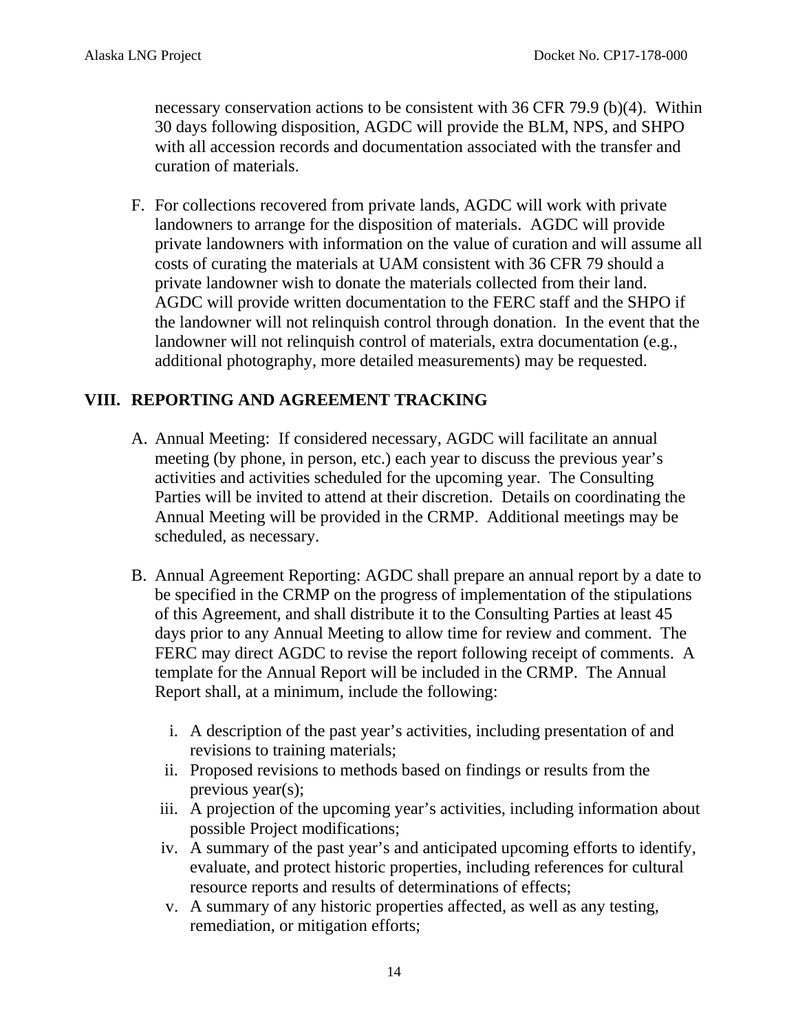necessary conservation actions to be consistent with 36 CFR 79.9 (b)(4). Within 30 days following disposition, AGDC will provide the BLM, NPS, and SHPO with all accession records and documentation associated with the transfer and curation of materials.

F. For collections recovered from private lands, AGDC will work with private landowners to arrange for the disposition of materials. AGDC will provide private landowners with information on the value of curation and will assume all costs of curating the materials at UAM consistent with 36 CFR 79 should a private landowner wish to donate the materials collected from their land. AGDC will provide written documentation to the FERC staff and the SHPO if the landowner will not relinquish control through donation. In the event that the landowner will not relinquish control of materials, extra documentation (e.g., additional photography, more detailed measurements) may be requested.

## VIII. REPORTING AND AGREEMENT TRACKING

A. Annual Meeting: If considered necessary, AGDC will facilitate an annual meeting (by phone, in person, etc.) each year to discuss the previous year's activities and activities scheduled for the upcoming year. The Consulting Parties will be invited to attend at their discretion. Details on coordinating the Annual Meeting will be provided in the CRMP. Additional meetings may be scheduled, as necessary.

B. Annual Agreement Reporting: AGDC shall prepare an annual report by a date to be specified in the CRMP on the progress of implementation of the stipulations of this Agreement, and shall distribute it to the Consulting Parties at least 45 days prior to any Annual Meeting to allow time for review and comment. The FERC may direct AGDC to revise the report following receipt of comments. A template for the Annual Report will be included in the CRMP. The Annual Report shall, at a minimum, include the following:

   i. A description of the past year's activities, including presentation of and revisions to training materials;
   ii. Proposed revisions to methods based on findings or results from the previous year(s);
   iii. A projection of the upcoming year's activities, including information about possible Project modifications;
   iv. A summary of the past year's and anticipated upcoming efforts to identify, evaluate, and protect historic properties, including references for cultural resource reports and results of determinations of effects;
   v. A summary of any historic properties affected, as well as any testing, remediation, or mitigation efforts;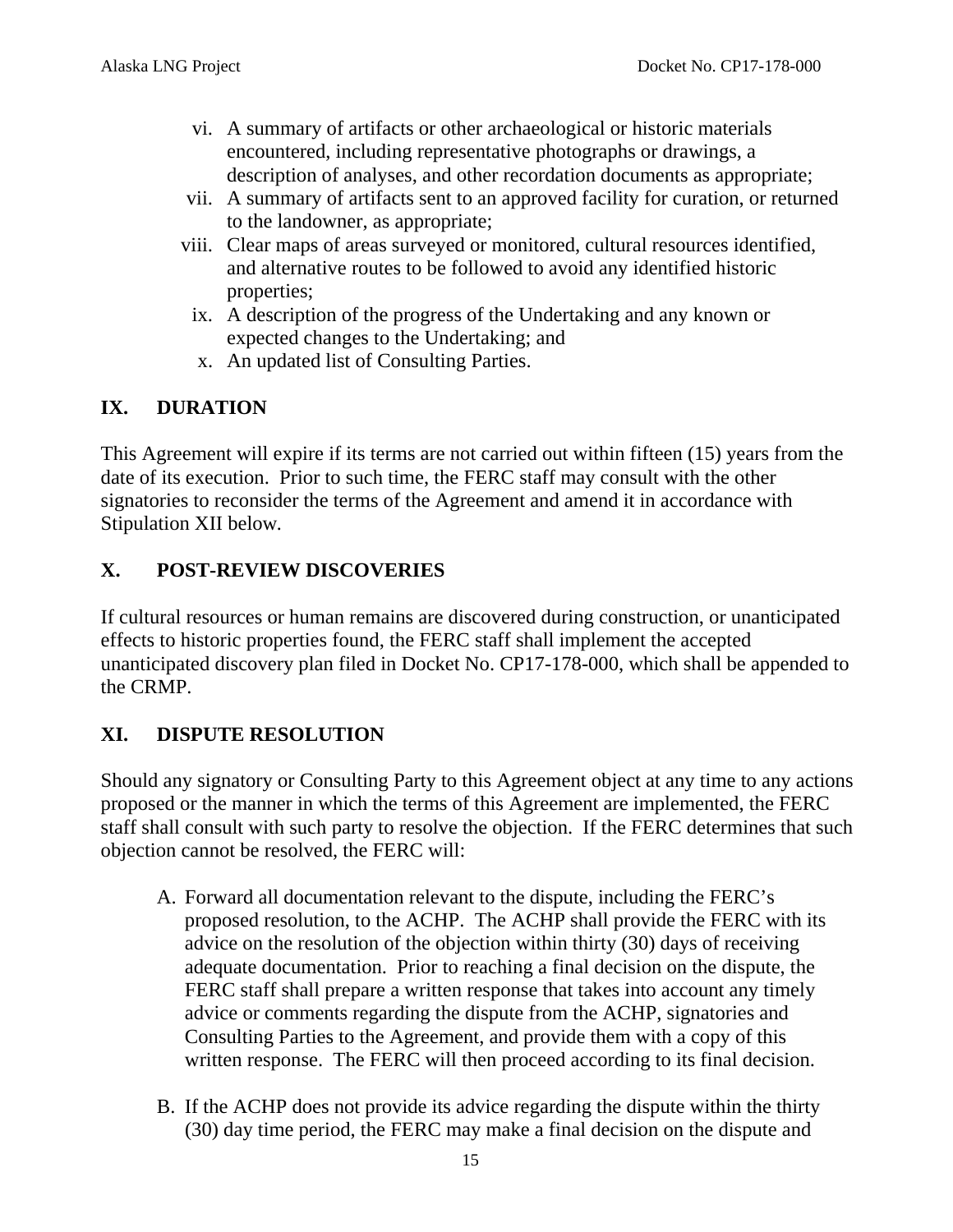vi. A summary of artifacts or other archaeological or historic materials encountered, including representative photographs or drawings, a description of analyses, and other recordation documents as appropriate;

vii. A summary of artifacts sent to an approved facility for curation, or returned to the landowner, as appropriate;

viii. Clear maps of areas surveyed or monitored, cultural resources identified, and alternative routes to be followed to avoid any identified historic properties;

ix. A description of the progress of the Undertaking and any known or expected changes to the Undertaking; and

x. An updated list of Consulting Parties.

## IX. DURATION

This Agreement will expire if its terms are not carried out within fifteen (15) years from the date of its execution. Prior to such time, the FERC staff may consult with the other signatories to reconsider the terms of the Agreement and amend it in accordance with Stipulation XII below.

## X. POST-REVIEW DISCOVERIES

If cultural resources or human remains are discovered during construction, or unanticipated effects to historic properties found, the FERC staff shall implement the accepted unanticipated discovery plan filed in Docket No. CP17-178-000, which shall be appended to the CRMP.

## XI. DISPUTE RESOLUTION

Should any signatory or Consulting Party to this Agreement object at any time to any actions proposed or the manner in which the terms of this Agreement are implemented, the FERC staff shall consult with such party to resolve the objection. If the FERC determines that such objection cannot be resolved, the FERC will:

A. Forward all documentation relevant to the dispute, including the FERC's proposed resolution, to the ACHP. The ACHP shall provide the FERC with its advice on the resolution of the objection within thirty (30) days of receiving adequate documentation. Prior to reaching a final decision on the dispute, the FERC staff shall prepare a written response that takes into account any timely advice or comments regarding the dispute from the ACHP, signatories and Consulting Parties to the Agreement, and provide them with a copy of this written response. The FERC will then proceed according to its final decision.

B. If the ACHP does not provide its advice regarding the dispute within the thirty (30) day time period, the FERC may make a final decision on the dispute and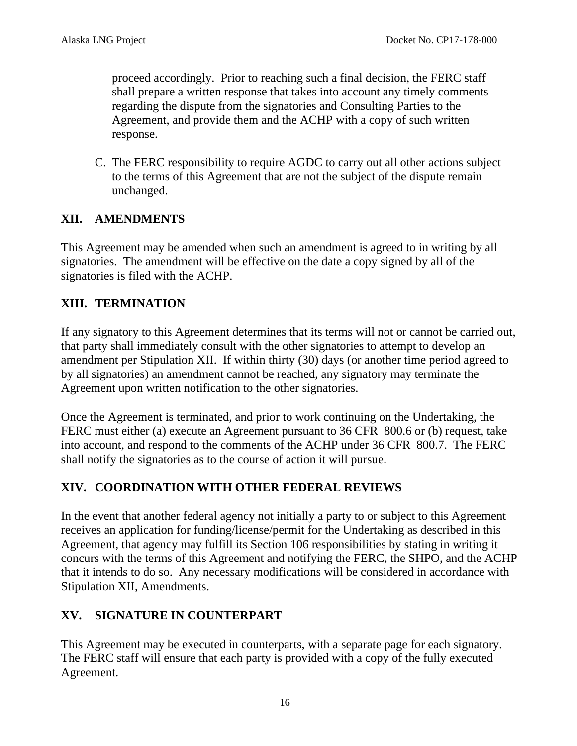proceed accordingly. Prior to reaching such a final decision, the FERC staff shall prepare a written response that takes into account any timely comments regarding the dispute from the signatories and Consulting Parties to the Agreement, and provide them and the ACHP with a copy of such written response.

C. The FERC responsibility to require AGDC to carry out all other actions subject to the terms of this Agreement that are not the subject of the dispute remain unchanged.

## XII. AMENDMENTS

This Agreement may be amended when such an amendment is agreed to in writing by all signatories. The amendment will be effective on the date a copy signed by all of the signatories is filed with the ACHP.

## XIII. TERMINATION

If any signatory to this Agreement determines that its terms will not or cannot be carried out, that party shall immediately consult with the other signatories to attempt to develop an amendment per Stipulation XII. If within thirty (30) days (or another time period agreed to by all signatories) an amendment cannot be reached, any signatory may terminate the Agreement upon written notification to the other signatories.

Once the Agreement is terminated, and prior to work continuing on the Undertaking, the FERC must either (a) execute an Agreement pursuant to 36 CFR 800.6 or (b) request, take into account, and respond to the comments of the ACHP under 36 CFR 800.7. The FERC shall notify the signatories as to the course of action it will pursue.

## XIV. COORDINATION WITH OTHER FEDERAL REVIEWS

In the event that another federal agency not initially a party to or subject to this Agreement receives an application for funding/license/permit for the Undertaking as described in this Agreement, that agency may fulfill its Section 106 responsibilities by stating in writing it concurs with the terms of this Agreement and notifying the FERC, the SHPO, and the ACHP that it intends to do so. Any necessary modifications will be considered in accordance with Stipulation XII, Amendments.

## XV. SIGNATURE IN COUNTERPART

This Agreement may be executed in counterparts, with a separate page for each signatory. The FERC staff will ensure that each party is provided with a copy of the fully executed Agreement.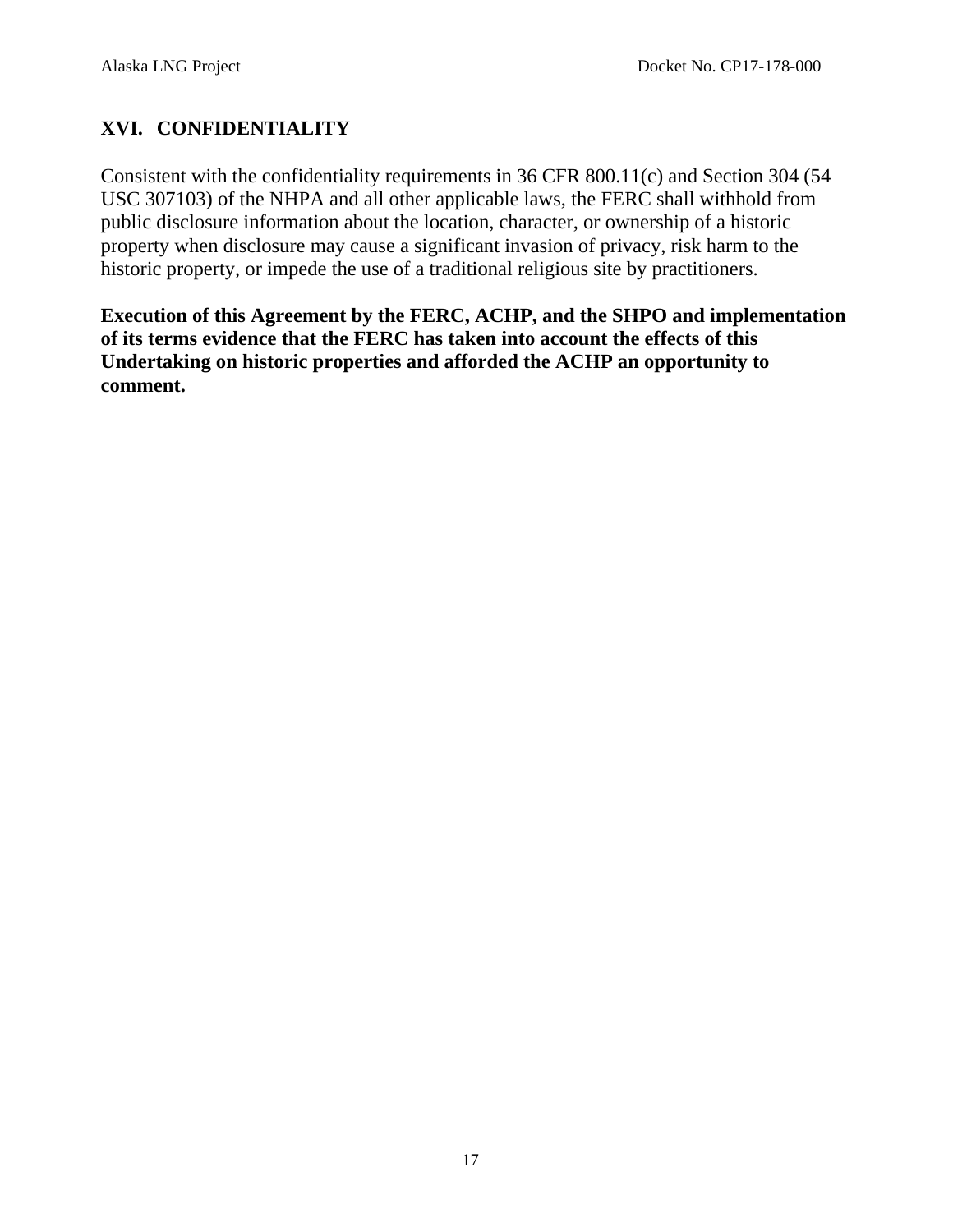## XVI. CONFIDENTIALITY

Consistent with the confidentiality requirements in 36 CFR 800.11(c) and Section 304 (54 USC 307103) of the NHPA and all other applicable laws, the FERC shall withhold from public disclosure information about the location, character, or ownership of a historic property when disclosure may cause a significant invasion of privacy, risk harm to the historic property, or impede the use of a traditional religious site by practitioners.

**Execution of this Agreement by the FERC, ACHP, and the SHPO and implementation of its terms evidence that the FERC has taken into account the effects of this Undertaking on historic properties and afforded the ACHP an opportunity to comment.**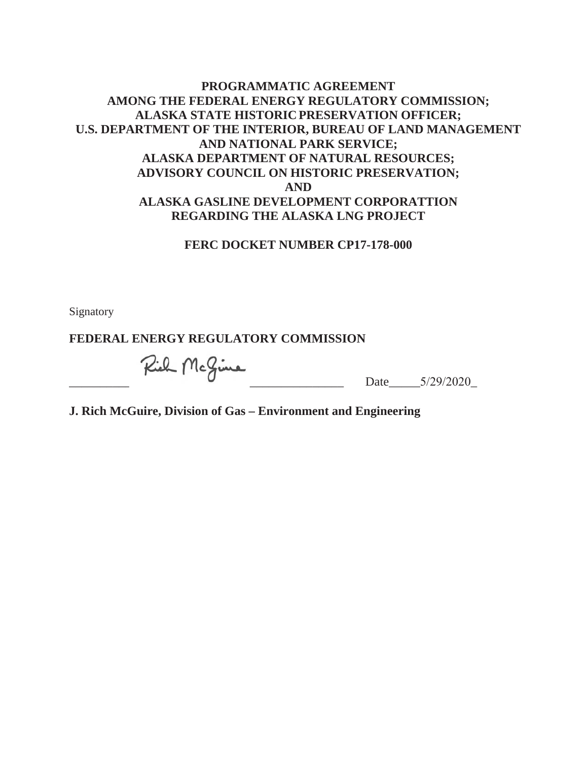**PROGRAMMATIC AGREEMENT**
**AMONG THE FEDERAL ENERGY REGULATORY COMMISSION;**
**ALASKA STATE HISTORIC PRESERVATION OFFICER;**
**U.S. DEPARTMENT OF THE INTERIOR, BUREAU OF LAND MANAGEMENT AND NATIONAL PARK SERVICE;**
**ALASKA DEPARTMENT OF NATURAL RESOURCES;**
**ADVISORY COUNCIL ON HISTORIC PRESERVATION;**
**AND**
**ALASKA GASLINE DEVELOPMENT CORPORATTION**
**REGARDING THE ALASKA LNG PROJECT**

**FERC DOCKET NUMBER CP17-178-000**

Signatory

**FEDERAL ENERGY REGULATORY COMMISSION**

_________ Rich McGuire _______________ Date_____5/29/2020_

**J. Rich McGuire, Division of Gas – Environment and Engineering**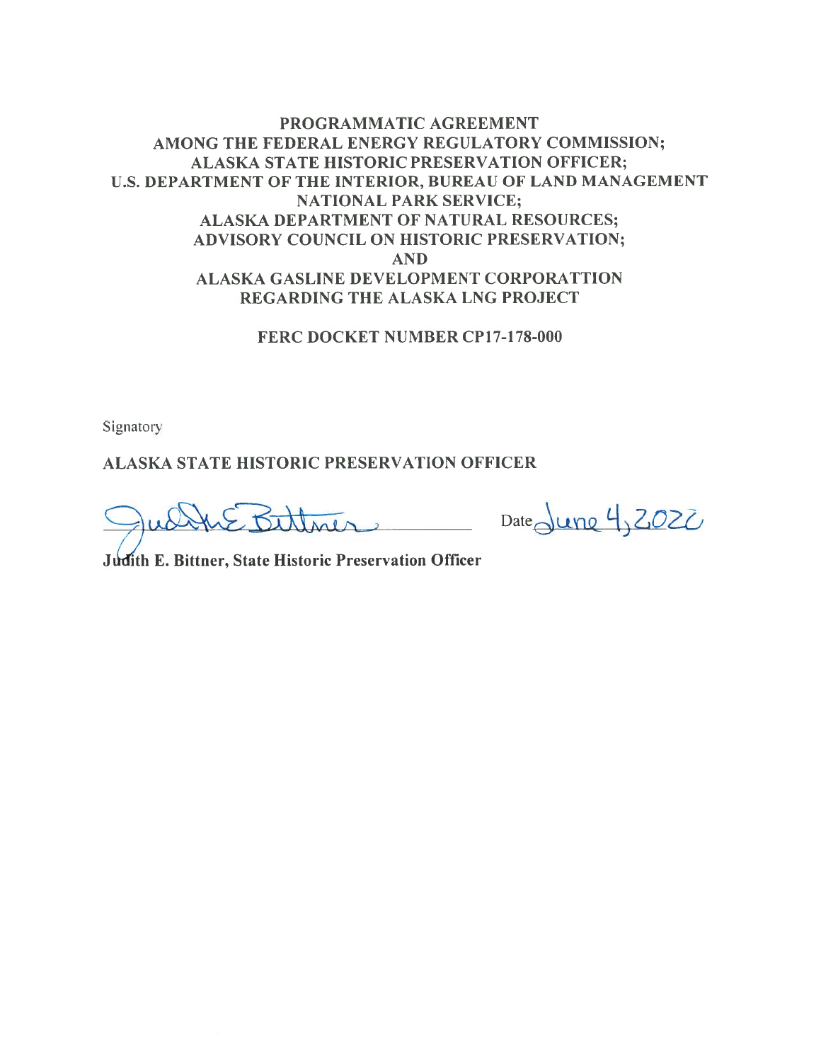**PROGRAMMATIC AGREEMENT AMONG THE FEDERAL ENERGY REGULATORY COMMISSION; ALASKA STATE HISTORIC PRESERVATION OFFICER; U.S. DEPARTMENT OF THE INTERIOR, BUREAU OF LAND MANAGEMENT NATIONAL PARK SERVICE; ALASKA DEPARTMENT OF NATURAL RESOURCES; ADVISORY COUNCIL ON HISTORIC PRESERVATION; AND ALASKA GASLINE DEVELOPMENT CORPORATTION REGARDING THE ALASKA LNG PROJECT**

**FERC DOCKET NUMBER CP17-178-000**

Signatory

**ALASKA STATE HISTORIC PRESERVATION OFFICER**

Judith E. Bittner ________________ Date June 4, 2020

**Judith E. Bittner, State Historic Preservation Officer**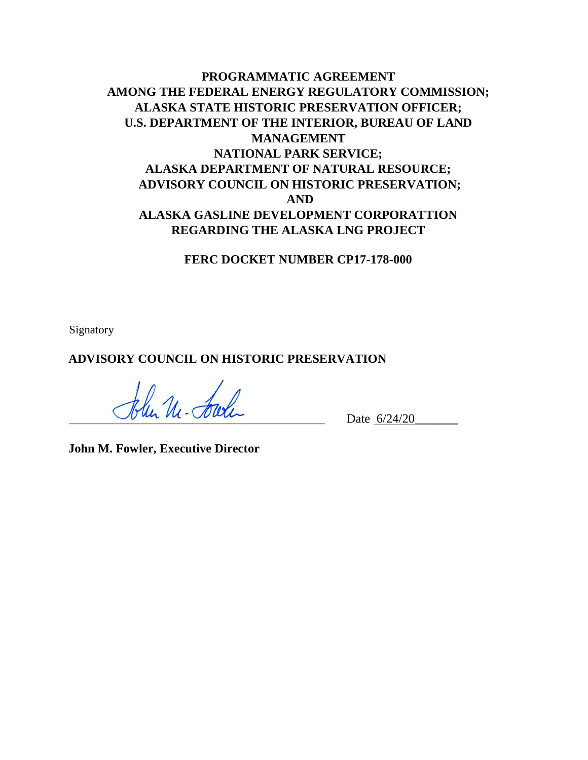**PROGRAMMATIC AGREEMENT**
**AMONG THE FEDERAL ENERGY REGULATORY COMMISSION;**
**ALASKA STATE HISTORIC PRESERVATION OFFICER;**
**U.S. DEPARTMENT OF THE INTERIOR, BUREAU OF LAND MANAGEMENT**
**NATIONAL PARK SERVICE;**
**ALASKA DEPARTMENT OF NATURAL RESOURCE;**
**ADVISORY COUNCIL ON HISTORIC PRESERVATION;**
**AND**
**ALASKA GASLINE DEVELOPMENT CORPORATTION**
**REGARDING THE ALASKA LNG PROJECT**

**FERC DOCKET NUMBER CP17-178-000**

Signatory

**ADVISORY COUNCIL ON HISTORIC PRESERVATION**

_______________________________________ Date 6/24/20_______

**John M. Fowler, Executive Director**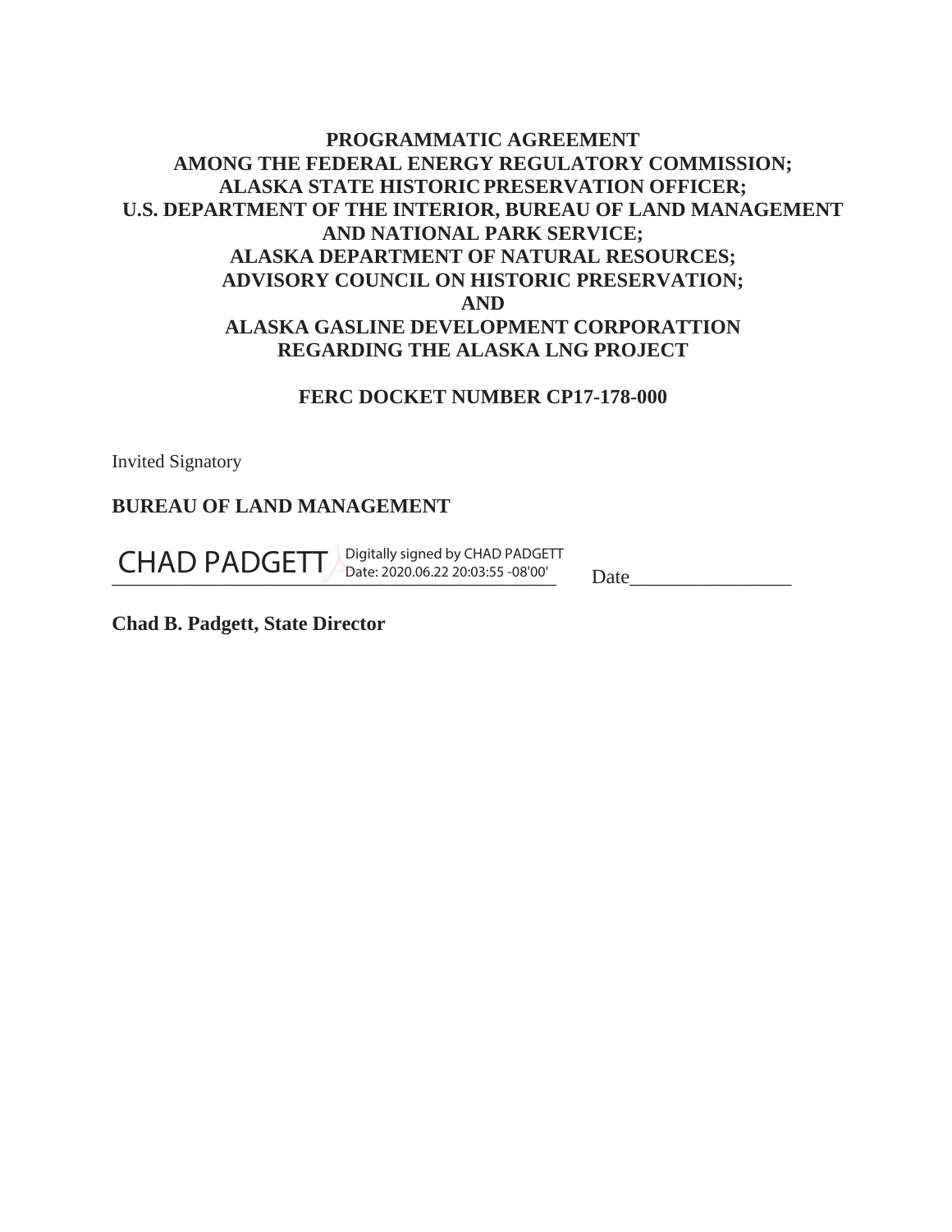**PROGRAMMATIC AGREEMENT**
**AMONG THE FEDERAL ENERGY REGULATORY COMMISSION;**
**ALASKA STATE HISTORIC PRESERVATION OFFICER;**
**U.S. DEPARTMENT OF THE INTERIOR, BUREAU OF LAND MANAGEMENT**
**AND NATIONAL PARK SERVICE;**
**ALASKA DEPARTMENT OF NATURAL RESOURCES;**
**ADVISORY COUNCIL ON HISTORIC PRESERVATION;**
**AND**
**ALASKA GASLINE DEVELOPMENT CORPORATTION**
**REGARDING THE ALASKA LNG PROJECT**

**FERC DOCKET NUMBER CP17-178-000**

Invited Signatory

**BUREAU OF LAND MANAGEMENT**

CHAD PADGETT Digitally signed by CHAD PADGETT Date: 2020.06.22 20:03:55 -08'00' Date________________

**Chad B. Padgett, State Director**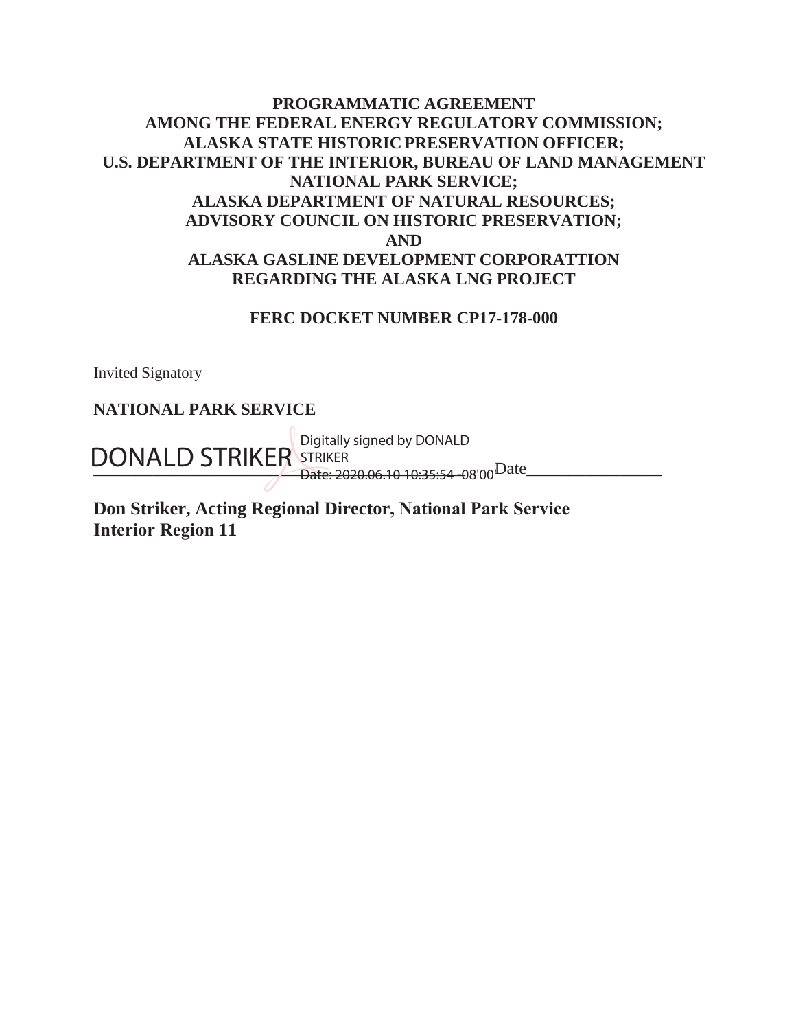**PROGRAMMATIC AGREEMENT**
**AMONG THE FEDERAL ENERGY REGULATORY COMMISSION;**
**ALASKA STATE HISTORIC PRESERVATION OFFICER;**
**U.S. DEPARTMENT OF THE INTERIOR, BUREAU OF LAND MANAGEMENT**
**NATIONAL PARK SERVICE;**
**ALASKA DEPARTMENT OF NATURAL RESOURCES;**
**ADVISORY COUNCIL ON HISTORIC PRESERVATION;**
**AND**
**ALASKA GASLINE DEVELOPMENT CORPORATTION**
**REGARDING THE ALASKA LNG PROJECT**

**FERC DOCKET NUMBER CP17-178-000**

Invited Signatory

**NATIONAL PARK SERVICE**

DONALD STRIKER Digitally signed by DONALD STRIKER Date: 2020.06.10 10:35:54 -08'00' Date\_\_\_\_\_\_\_\_\_\_\_\_\_\_\_\_

**Don Striker, Acting Regional Director, National Park Service**
**Interior Region 11**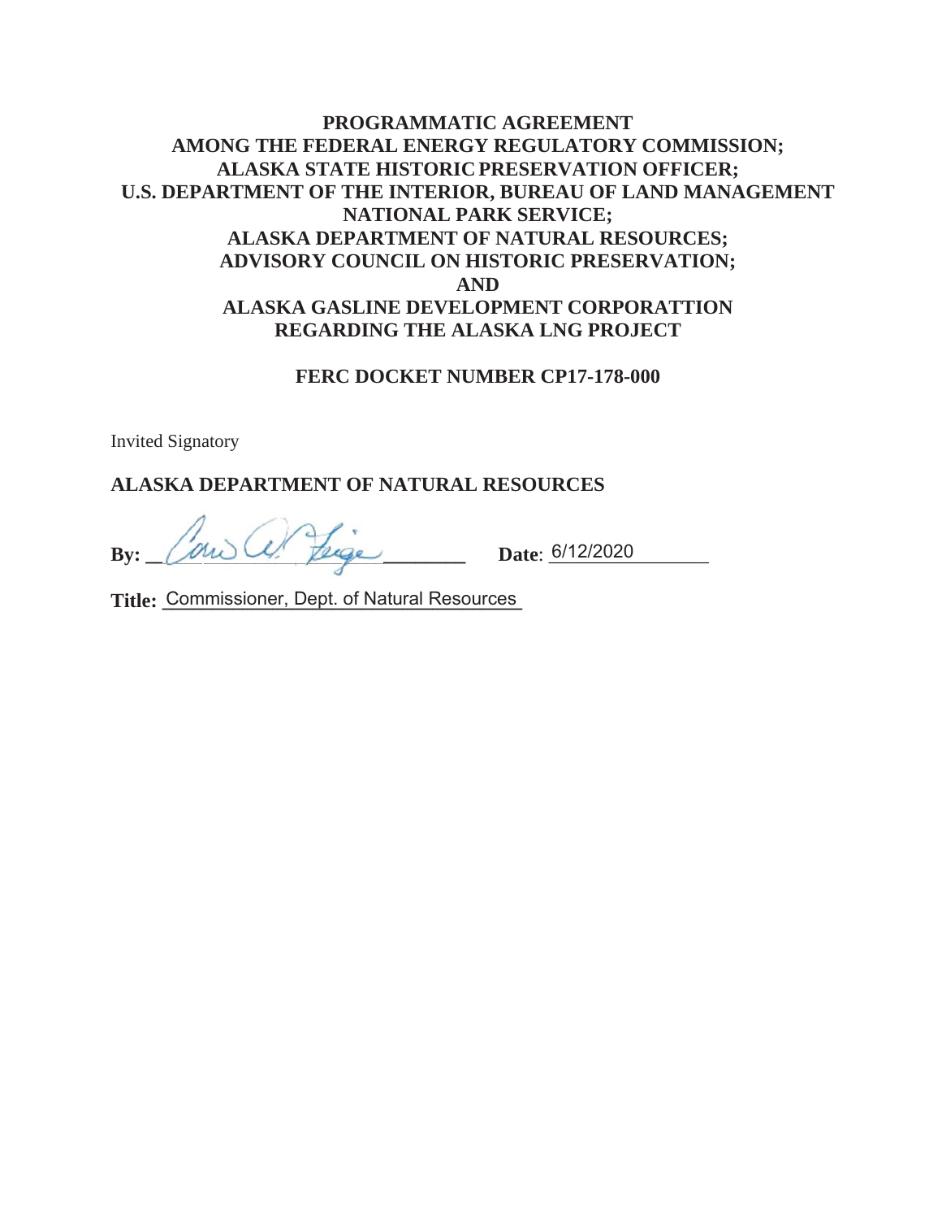**PROGRAMMATIC AGREEMENT**
**AMONG THE FEDERAL ENERGY REGULATORY COMMISSION;**
**ALASKA STATE HISTORIC PRESERVATION OFFICER;**
**U.S. DEPARTMENT OF THE INTERIOR, BUREAU OF LAND MANAGEMENT**
**NATIONAL PARK SERVICE;**
**ALASKA DEPARTMENT OF NATURAL RESOURCES;**
**ADVISORY COUNCIL ON HISTORIC PRESERVATION;**
**AND**
**ALASKA GASLINE DEVELOPMENT CORPORATTION**
**REGARDING THE ALASKA LNG PROJECT**

**FERC DOCKET NUMBER CP17-178-000**

Invited Signatory

**ALASKA DEPARTMENT OF NATURAL RESOURCES**

**By:** ____________________ **Date**: 6/12/2020

**Title:** Commissioner, Dept. of Natural Resources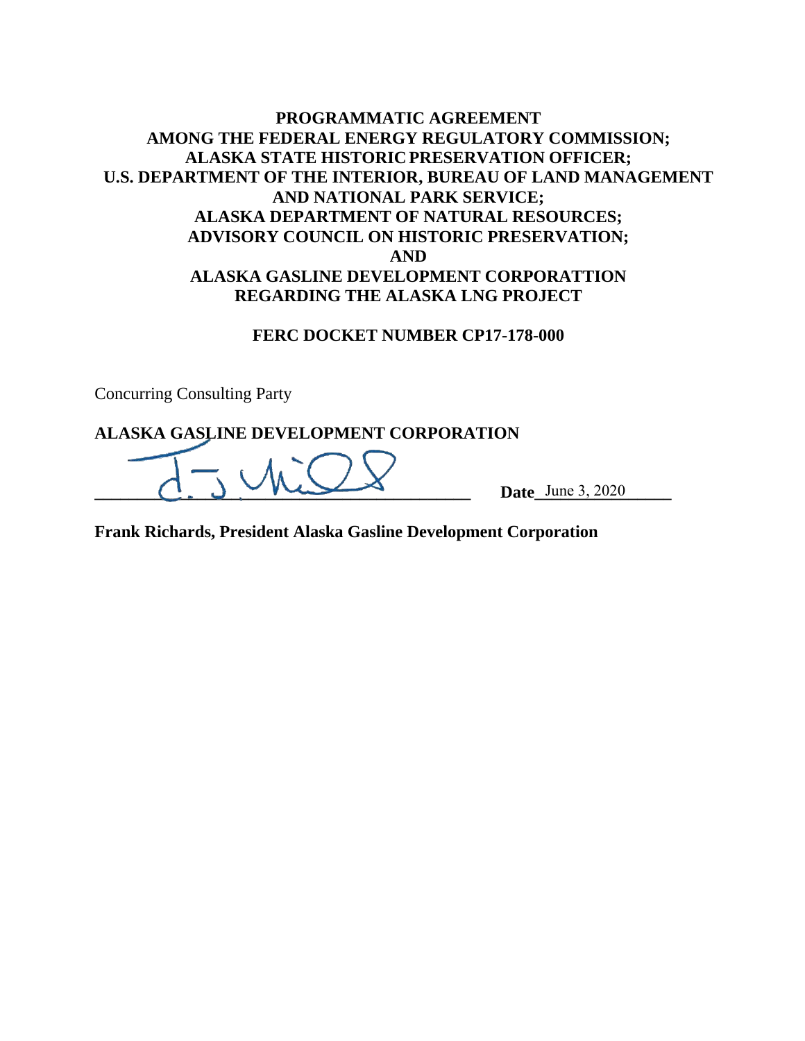**PROGRAMMATIC AGREEMENT**
**AMONG THE FEDERAL ENERGY REGULATORY COMMISSION;**
**ALASKA STATE HISTORIC PRESERVATION OFFICER;**
**U.S. DEPARTMENT OF THE INTERIOR, BUREAU OF LAND MANAGEMENT**
**AND NATIONAL PARK SERVICE;**
**ALASKA DEPARTMENT OF NATURAL RESOURCES;**
**ADVISORY COUNCIL ON HISTORIC PRESERVATION;**
**AND**
**ALASKA GASLINE DEVELOPMENT CORPORATTION**
**REGARDING THE ALASKA LNG PROJECT**

**FERC DOCKET NUMBER CP17-178-000**

Concurring Consulting Party

**ALASKA GASLINE DEVELOPMENT CORPORATION**

________________________________________ **Date** June 3, 2020

**Frank Richards, President Alaska Gasline Development Corporation**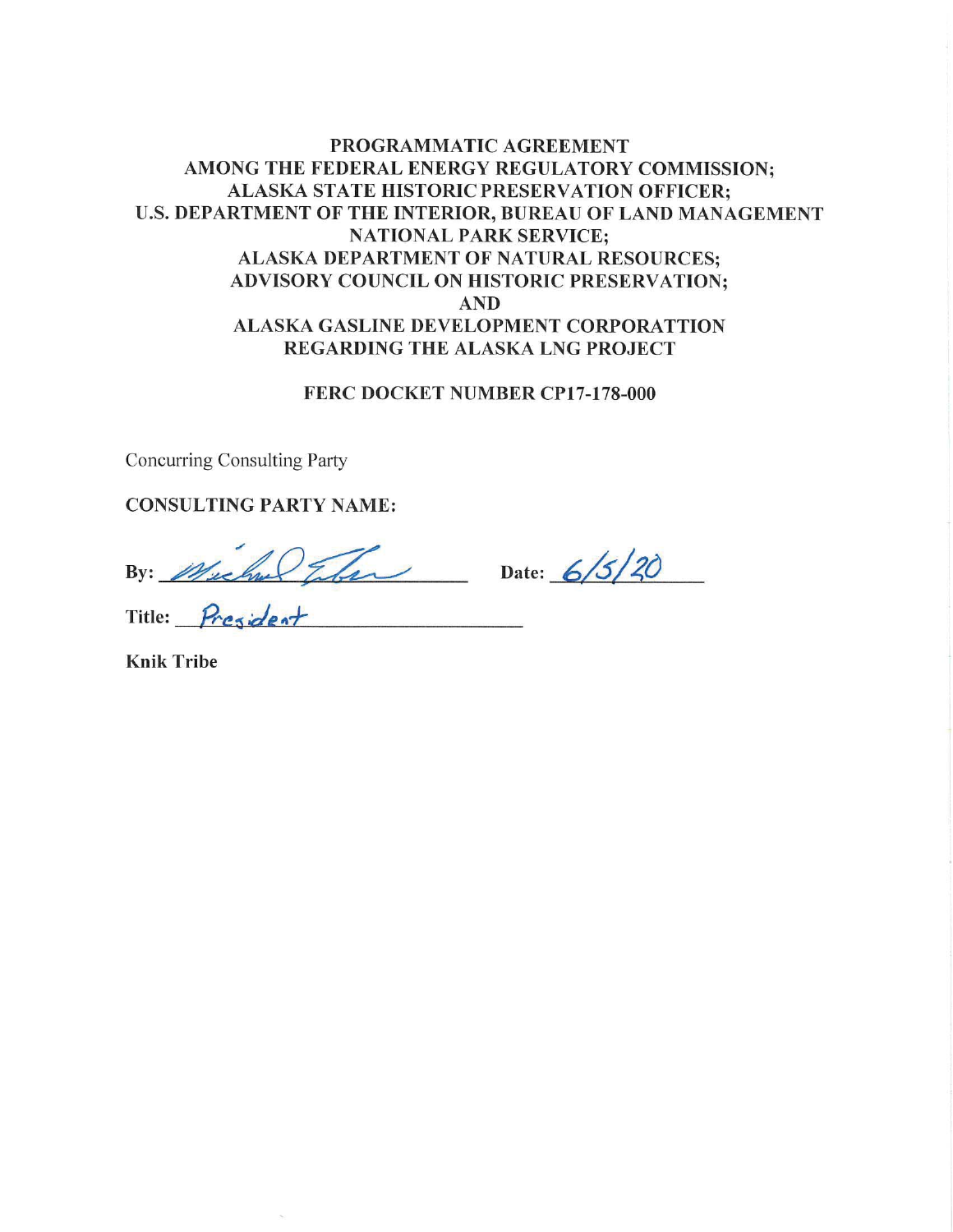**PROGRAMMATIC AGREEMENT**
**AMONG THE FEDERAL ENERGY REGULATORY COMMISSION;**
**ALASKA STATE HISTORIC PRESERVATION OFFICER;**
**U.S. DEPARTMENT OF THE INTERIOR, BUREAU OF LAND MANAGEMENT**
**NATIONAL PARK SERVICE;**
**ALASKA DEPARTMENT OF NATURAL RESOURCES;**
**ADVISORY COUNCIL ON HISTORIC PRESERVATION;**
**AND**
**ALASKA GASLINE DEVELOPMENT CORPORATTION**
**REGARDING THE ALASKA LNG PROJECT**

**FERC DOCKET NUMBER CP17-178-000**

Concurring Consulting Party

**CONSULTING PARTY NAME:**

**By:** Michael Tyler  **Date:** 6/5/20

**Title:** President

**Knik Tribe**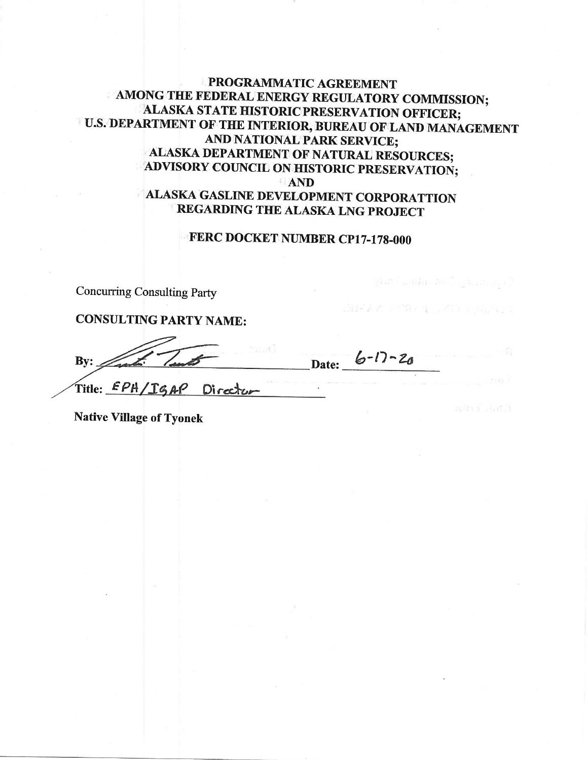**PROGRAMMATIC AGREEMENT**
**AMONG THE FEDERAL ENERGY REGULATORY COMMISSION;**
**ALASKA STATE HISTORIC PRESERVATION OFFICER;**
**U.S. DEPARTMENT OF THE INTERIOR, BUREAU OF LAND MANAGEMENT AND NATIONAL PARK SERVICE;**
**ALASKA DEPARTMENT OF NATURAL RESOURCES;**
**ADVISORY COUNCIL ON HISTORIC PRESERVATION;**
**AND**
**ALASKA GASLINE DEVELOPMENT CORPORATTION**
**REGARDING THE ALASKA LNG PROJECT**

**FERC DOCKET NUMBER CP17-178-000**

Concurring Consulting Party

**CONSULTING PARTY NAME:**

By: [signature] Date: 6-17-20

Title: EPA/IGAP Director

**Native Village of Tyonek**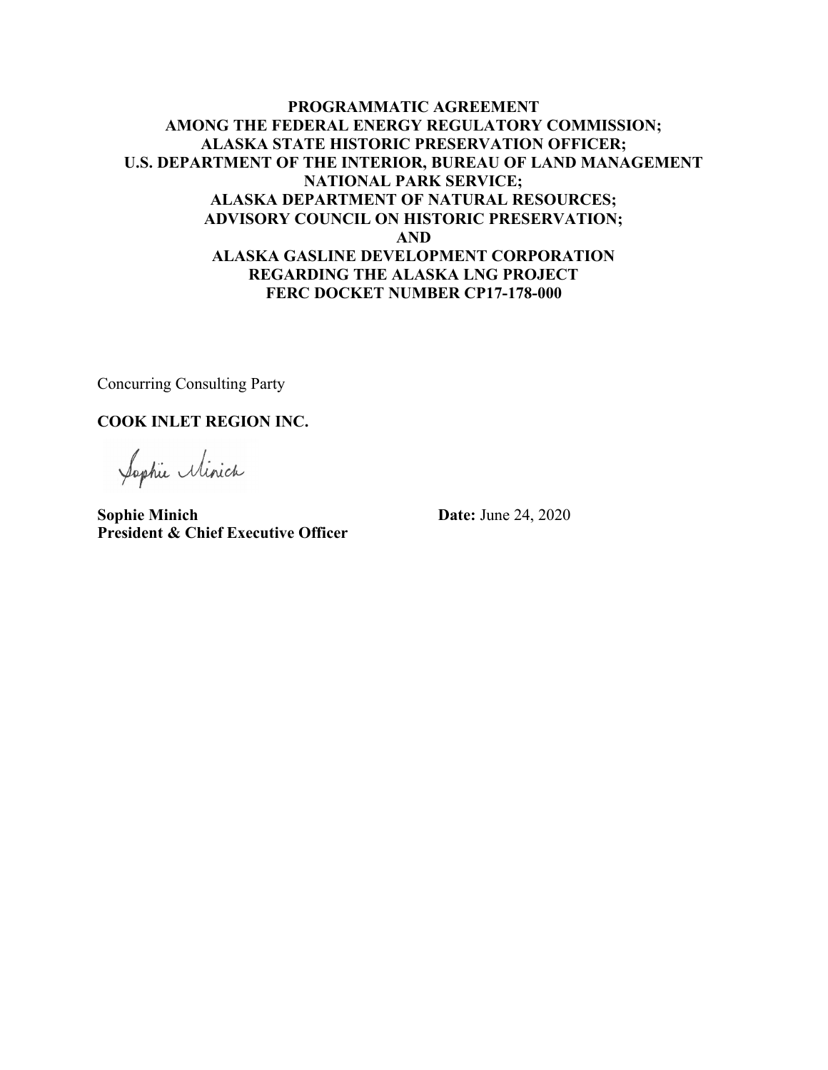**PROGRAMMATIC AGREEMENT**
**AMONG THE FEDERAL ENERGY REGULATORY COMMISSION;**
**ALASKA STATE HISTORIC PRESERVATION OFFICER;**
**U.S. DEPARTMENT OF THE INTERIOR, BUREAU OF LAND MANAGEMENT**
**NATIONAL PARK SERVICE;**
**ALASKA DEPARTMENT OF NATURAL RESOURCES;**
**ADVISORY COUNCIL ON HISTORIC PRESERVATION;**
**AND**
**ALASKA GASLINE DEVELOPMENT CORPORATION**
**REGARDING THE ALASKA LNG PROJECT**
**FERC DOCKET NUMBER CP17-178-000**

Concurring Consulting Party

**COOK INLET REGION INC.**

Sophie Minich

**Sophie Minich**
**President & Chief Executive Officer**

**Date:** June 24, 2020